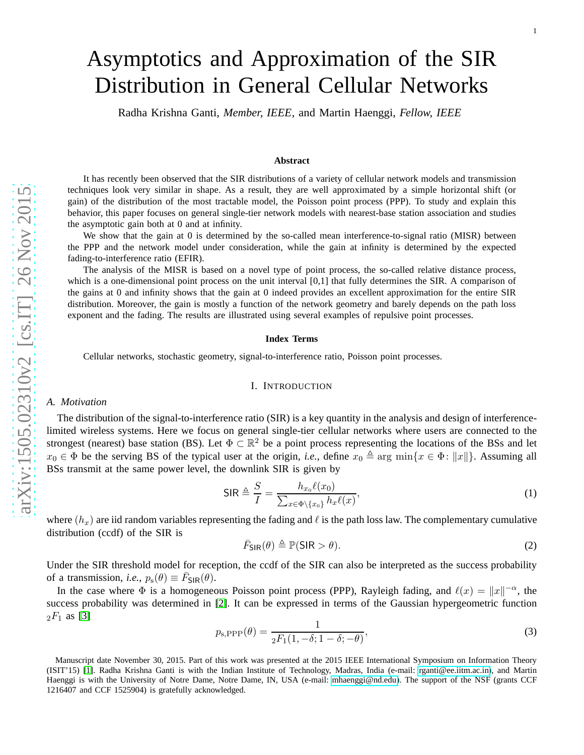# Asymptotics and Approximation of the SIR Distribution in General Cellular Networks

Radha Krishna Ganti, *Member, IEEE*, and Martin Haenggi, *Fellow, IEEE*

### Abstract

It has recently been observed that the SIR distributions of a variety of cellular network models and transmission techniques look very similar in shape. As a result, they are well approximated by a simple horizontal shift (or gain) of the distribution of the most tractable model, the Poisson point process (PPP). To study and explain this behavior, this paper focuses on general single-tier network models with nearest-base station association and studies the asymptotic gain both at 0 and at infinity.

We show that the gain at 0 is determined by the so-called mean interference-to-signal ratio (MISR) between the PPP and the network model under consideration, while the gain at infinity is determined by the expected fading-to-interference ratio (EFIR).

The analysis of the MISR is based on a novel type of point process, the so-called relative distance process, which is a one-dimensional point process on the unit interval [0,1] that fully determines the SIR. A comparison of the gains at 0 and infinity shows that the gain at 0 indeed provides an excellent approximation for the entire SIR distribution. Moreover, the gain is mostly a function of the network geometry and barely depends on the path loss exponent and the fading. The results are illustrated using several examples of repulsive point processes.

### Index Terms

Cellular networks, stochastic geometry, signal-to-interference ratio, Poisson point processes.

## I. Introduction

### A. Motivation

The distribution of the signal-to-interference ratio (SIR) is a key quantity in the analysis and design of interference-limited wireless systems. Here we focus on general single-tier cellular networks where users are connected to the strongest (nearest) base station (BS). Let $\Phi \subset \mathbb{R}^2$ be a point process representing the locations of the BSs and let $x_0 \in \Phi$ be the serving BS of the typical user at the origin, *i.e.*, define $x_0 \triangleq \arg\min\{x \in \Phi \colon \|x\|\}$. Assuming all BSs transmit at the same power level, the downlink SIR is given by

$$\mathsf{SIR} \triangleq \frac{S}{I} = \frac{h_{x_0}\ell(x_0)}{\sum_{x\in\Phi\setminus\{x_0\}} h_x \ell(x)}, \tag{1}$$

where $(h_x)$ are iid random variables representing the fading and $\ell$ is the path loss law. The complementary cumulative distribution (ccdf) of the SIR is

$$\bar{F}_{\mathsf{SIR}}(\theta) \triangleq \mathbb{P}(\mathsf{SIR} > \theta). \tag{2}$$

Under the SIR threshold model for reception, the ccdf of the SIR can also be interpreted as the success probability of a transmission, *i.e.*, $p_{\rm s}(\theta) \equiv \bar{F}_{\mathsf{SIR}}(\theta)$.

In the case where $\Phi$ is a homogeneous Poisson point process (PPP), Rayleigh fading, and $\ell(x) = \|x\|^{-\alpha}$, the success probability was determined in [2]. It can be expressed in terms of the Gaussian hypergeometric function ${}_2F_1$ as [3]

$$p_{\rm s,PPP}(\theta) = \frac{1}{{}_2F_1(1, -\delta; 1-\delta; -\theta)}, \tag{3}$$

Manuscript date November 30, 2015. Part of this work was presented at the 2015 IEEE International Symposium on Information Theory (ISIT'15) [1]. Radha Krishna Ganti is with the Indian Institute of Technology, Madras, India (e-mail: rganti@ee.iitm.ac.in), and Martin Haenggi is with the University of Notre Dame, Notre Dame, IN, USA (e-mail: mhaenggi@nd.edu). The support of the NSF (grants CCF 1216407 and CCF 1525904) is gratefully acknowledged.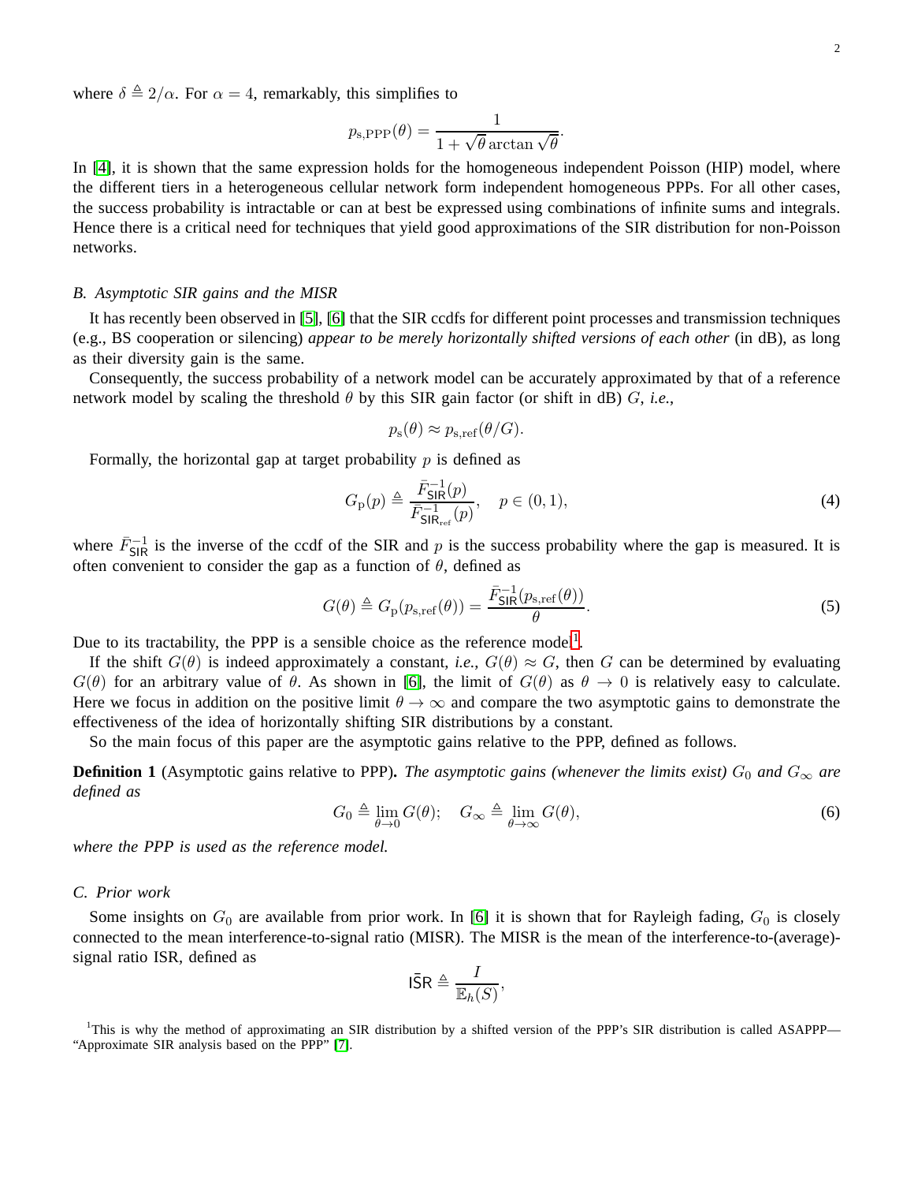where $\delta \triangleq 2/\alpha$. For $\alpha = 4$, remarkably, this simplifies to

$$p_{\mathrm{s,PPP}}(\theta) = \frac{1}{1+\sqrt{\theta}\arctan\sqrt{\theta}}.$$

In [4], it is shown that the same expression holds for the homogeneous independent Poisson (HIP) model, where the different tiers in a heterogeneous cellular network form independent homogeneous PPPs. For all other cases, the success probability is intractable or can at best be expressed using combinations of infinite sums and integrals. Hence there is a critical need for techniques that yield good approximations of the SIR distribution for non-Poisson networks.

### *B. Asymptotic SIR gains and the MISR*

It has recently been observed in [5], [6] that the SIR ccdfs for different point processes and transmission techniques (e.g., BS cooperation or silencing) *appear to be merely horizontally shifted versions of each other* (in dB), as long as their diversity gain is the same.

Consequently, the success probability of a network model can be accurately approximated by that of a reference network model by scaling the threshold $\theta$ by this SIR gain factor (or shift in dB) $G$, *i.e.*,

$$p_{\mathrm{s}}(\theta) \approx p_{\mathrm{s,ref}}(\theta/G).$$

Formally, the horizontal gap at target probability $p$ is defined as

$$G_{\mathrm{p}}(p) \triangleq \frac{\bar{F}_{\mathsf{SIR}}^{-1}(p)}{\bar{F}_{\mathsf{SIR}_{\mathrm{ref}}}^{-1}(p)}, \quad p \in (0,1), \tag{4}$$

where $\bar{F}_{\mathsf{SIR}}^{-1}$ is the inverse of the ccdf of the SIR and $p$ is the success probability where the gap is measured. It is often convenient to consider the gap as a function of $\theta$, defined as

$$G(\theta) \triangleq G_{\mathrm{p}}(p_{\mathrm{s,ref}}(\theta)) = \frac{\bar{F}_{\mathsf{SIR}}^{-1}(p_{\mathrm{s,ref}}(\theta))}{\theta}. \tag{5}$$

Due to its tractability, the PPP is a sensible choice as the reference model[1].

If the shift $G(\theta)$ is indeed approximately a constant, *i.e.*, $G(\theta) \approx G$, then $G$ can be determined by evaluating $G(\theta)$ for an arbitrary value of $\theta$. As shown in [6], the limit of $G(\theta)$ as $\theta \to 0$ is relatively easy to calculate. Here we focus in addition on the positive limit $\theta \to \infty$ and compare the two asymptotic gains to demonstrate the effectiveness of the idea of horizontally shifting SIR distributions by a constant.

So the main focus of this paper are the asymptotic gains relative to the PPP, defined as follows.

**Definition 1** (Asymptotic gains relative to PPP)**.** *The asymptotic gains (whenever the limits exist) $G_0$ and $G_\infty$ are defined as*

$$G_0 \triangleq \lim_{\theta\to 0} G(\theta); \quad G_\infty \triangleq \lim_{\theta\to\infty} G(\theta), \tag{6}$$

*where the PPP is used as the reference model.*

### *C. Prior work*

Some insights on $G_0$ are available from prior work. In [6] it is shown that for Rayleigh fading, $G_0$ is closely connected to the mean interference-to-signal ratio (MISR). The MISR is the mean of the interference-to-(average)-signal ratio ISR, defined as

$$\bar{\mathsf{ISR}} \triangleq \frac{I}{\mathbb{E}_h(S)},$$

[1] This is why the method of approximating an SIR distribution by a shifted version of the PPP's SIR distribution is called ASAPPP—"Approximate SIR analysis based on the PPP" [7].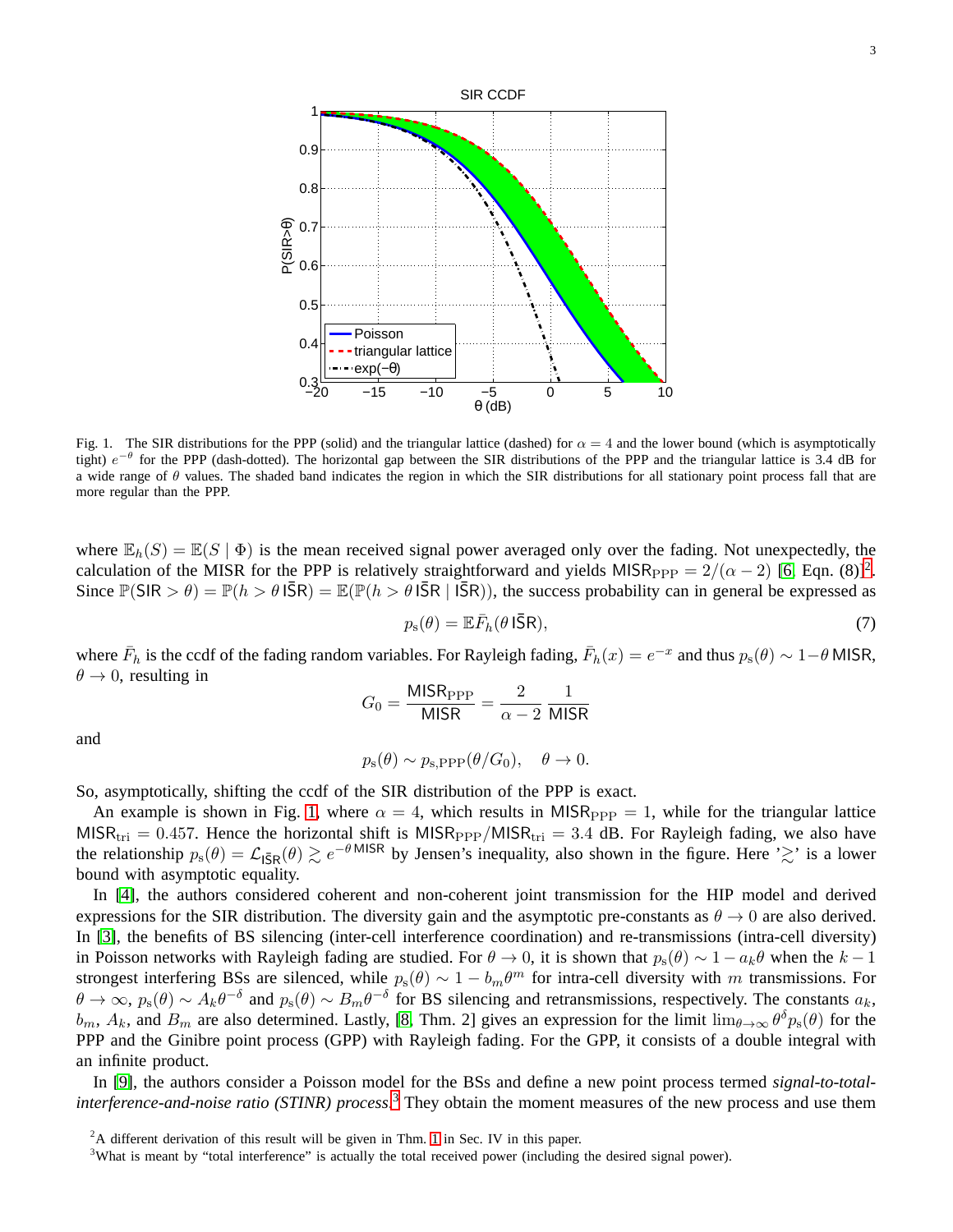Fig. 1. The SIR distributions for the PPP (solid) and the triangular lattice (dashed) for $\alpha = 4$ and the lower bound (which is asymptotically tight) $e^{-\theta}$ for the PPP (dash-dotted). The horizontal gap between the SIR distributions of the PPP and the triangular lattice is 3.4 dB for a wide range of $\theta$ values. The shaded band indicates the region in which the SIR distributions for all stationary point process fall that are more regular than the PPP.

where $\mathbb{E}_h(S) = \mathbb{E}(S \mid \Phi)$ is the mean received signal power averaged only over the fading. Not unexpectedly, the calculation of the MISR for the PPP is relatively straightforward and yields $\mathsf{MISR}_{\rm PPP} = 2/(\alpha - 2)$ [6, Eqn. (8)][2]. Since $\mathbb{P}(\mathsf{SIR} > \theta) = \mathbb{P}(h > \theta\, \mathsf{I\bar{S}R}) = \mathbb{E}(\mathbb{P}(h > \theta\, \mathsf{I\bar{S}R} \mid \mathsf{I\bar{S}R}))$, the success probability can in general be expressed as

$$p_{\rm s}(\theta) = \mathbb{E}\bar{F}_h(\theta\, \mathsf{I\bar{S}R}), \tag{7}$$

where $\bar{F}_h$ is the ccdf of the fading random variables. For Rayleigh fading, $\bar{F}_h(x) = e^{-x}$ and thus $p_{\rm s}(\theta) \sim 1 - \theta\, \mathsf{MISR}$, $\theta \to 0$, resulting in

$$G_0 = \frac{\mathsf{MISR}_{\rm PPP}}{\mathsf{MISR}} = \frac{2}{\alpha - 2}\,\frac{1}{\mathsf{MISR}}$$

and

$$p_{\rm s}(\theta) \sim p_{\rm s,PPP}(\theta/G_0), \quad \theta \to 0.$$

So, asymptotically, shifting the ccdf of the SIR distribution of the PPP is exact.

An example is shown in Fig. 1, where $\alpha = 4$, which results in $\mathsf{MISR}_{\rm PPP} = 1$, while for the triangular lattice $\mathsf{MISR}_{\rm tri} = 0.457$. Hence the horizontal shift is $\mathsf{MISR}_{\rm PPP}/\mathsf{MISR}_{\rm tri} = 3.4$ dB. For Rayleigh fading, we also have the relationship $p_{\rm s}(\theta) = \mathcal{L}_{\mathsf{I\bar{S}R}}(\theta) \gtrsim e^{-\theta\, \mathsf{MISR}}$ by Jensen's inequality, also shown in the figure. Here '$\gtrsim$' is a lower bound with asymptotic equality.

In [4], the authors considered coherent and non-coherent joint transmission for the HIP model and derived expressions for the SIR distribution. The diversity gain and the asymptotic pre-constants as $\theta \to 0$ are also derived. In [3], the benefits of BS silencing (inter-cell interference coordination) and re-transmissions (intra-cell diversity) in Poisson networks with Rayleigh fading are studied. For $\theta \to 0$, it is shown that $p_{\rm s}(\theta) \sim 1 - a_k\theta$ when the $k-1$ strongest interfering BSs are silenced, while $p_{\rm s}(\theta) \sim 1 - b_m\theta^m$ for intra-cell diversity with $m$ transmissions. For $\theta \to \infty$, $p_{\rm s}(\theta) \sim A_k\theta^{-\delta}$ and $p_{\rm s}(\theta) \sim B_m\theta^{-\delta}$ for BS silencing and retransmissions, respectively. The constants $a_k$, $b_m$, $A_k$, and $B_m$ are also determined. Lastly, [8, Thm. 2] gives an expression for the limit $\lim_{\theta\to\infty} \theta^\delta p_{\rm s}(\theta)$ for the PPP and the Ginibre point process (GPP) with Rayleigh fading. For the GPP, it consists of a double integral with an infinite product.

In [9], the authors consider a Poisson model for the BSs and define a new point process termed *signal-to-total-interference-and-noise ratio (STINR) process*.[3] They obtain the moment measures of the new process and use them

[2] A different derivation of this result will be given in Thm. 1 in Sec. IV in this paper.

[3] What is meant by "total interference" is actually the total received power (including the desired signal power).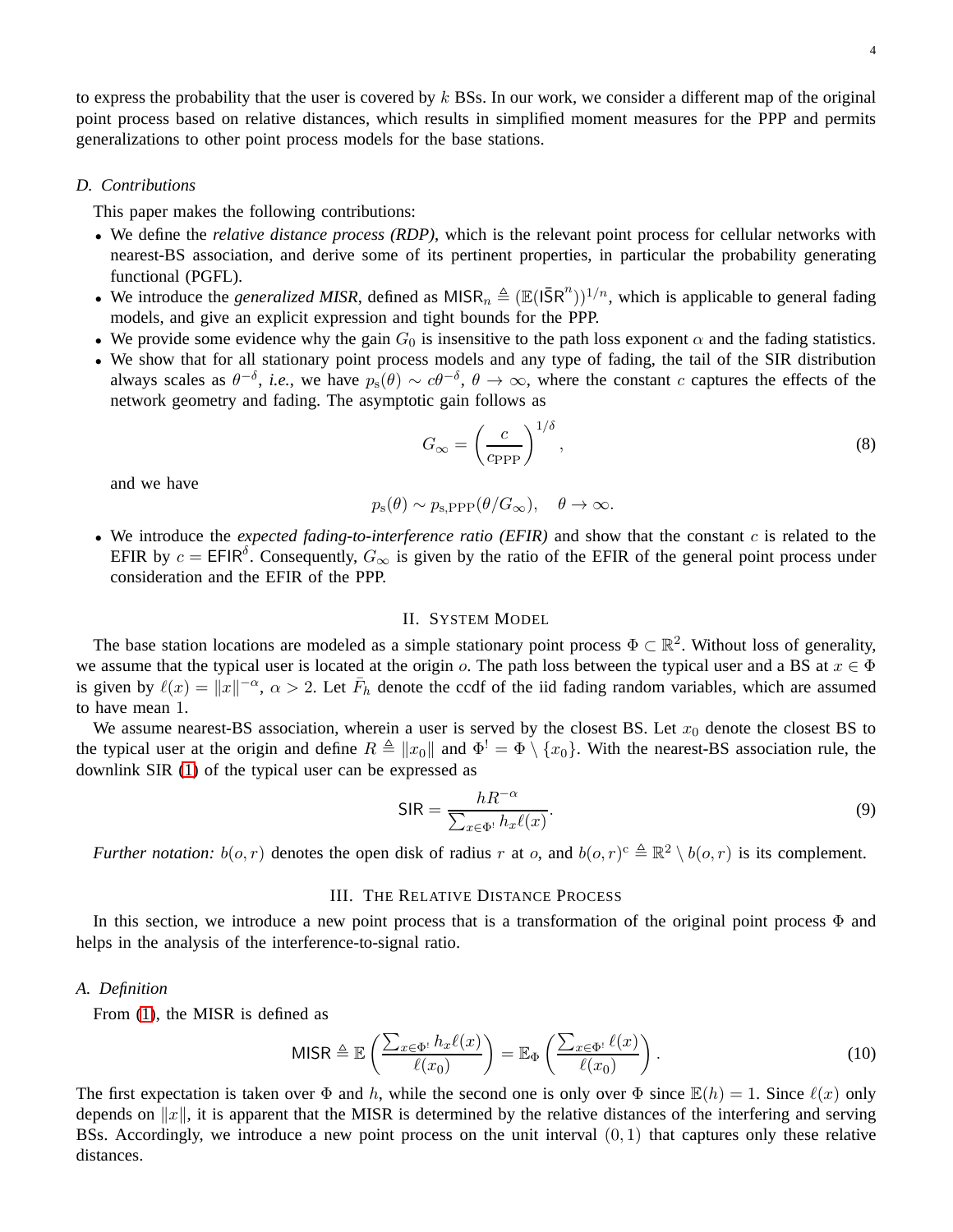to express the probability that the user is covered by $k$ BSs. In our work, we consider a different map of the original point process based on relative distances, which results in simplified moment measures for the PPP and permits generalizations to other point process models for the base stations.

### D. Contributions

This paper makes the following contributions:

- We define the *relative distance process (RDP)*, which is the relevant point process for cellular networks with nearest-BS association, and derive some of its pertinent properties, in particular the probability generating functional (PGFL).
- We introduce the *generalized MISR*, defined as $\mathsf{MISR}_n \triangleq (\mathbb{E}(\mathsf{I\bar{S}R}^n))^{1/n}$, which is applicable to general fading models, and give an explicit expression and tight bounds for the PPP.
- We provide some evidence why the gain $G_0$ is insensitive to the path loss exponent $\alpha$ and the fading statistics.
- We show that for all stationary point process models and any type of fading, the tail of the SIR distribution always scales as $\theta^{-\delta}$, *i.e.*, we have $p_{\mathrm{s}}(\theta) \sim c\theta^{-\delta}$, $\theta \to \infty$, where the constant $c$ captures the effects of the network geometry and fading. The asymptotic gain follows as

$$G_\infty = \left(\frac{c}{c_{\mathrm{PPP}}}\right)^{1/\delta}, \tag{8}$$

and we have

$$p_{\mathrm{s}}(\theta) \sim p_{\mathrm{s,PPP}}(\theta/G_\infty), \quad \theta \to \infty.$$

- We introduce the *expected fading-to-interference ratio (EFIR)* and show that the constant $c$ is related to the EFIR by $c = \mathsf{EFIR}^\delta$. Consequently, $G_\infty$ is given by the ratio of the EFIR of the general point process under consideration and the EFIR of the PPP.

## II. System Model

The base station locations are modeled as a simple stationary point process $\Phi \subset \mathbb{R}^2$. Without loss of generality, we assume that the typical user is located at the origin $o$. The path loss between the typical user and a BS at $x \in \Phi$ is given by $\ell(x) = \|x\|^{-\alpha}$, $\alpha > 2$. Let $\bar{F}_h$ denote the ccdf of the iid fading random variables, which are assumed to have mean 1.

We assume nearest-BS association, wherein a user is served by the closest BS. Let $x_0$ denote the closest BS to the typical user at the origin and define $R \triangleq \|x_0\|$ and $\Phi^! = \Phi \setminus \{x_0\}$. With the nearest-BS association rule, the downlink SIR (1) of the typical user can be expressed as

$$\mathsf{SIR} = \frac{hR^{-\alpha}}{\sum_{x\in\Phi^!} h_x \ell(x)}. \tag{9}$$

*Further notation:* $b(o,r)$ denotes the open disk of radius $r$ at $o$, and $b(o,r)^{\mathrm{c}} \triangleq \mathbb{R}^2 \setminus b(o,r)$ is its complement.

## III. The Relative Distance Process

In this section, we introduce a new point process that is a transformation of the original point process $\Phi$ and helps in the analysis of the interference-to-signal ratio.

### A. Definition

From (1), the MISR is defined as

$$\mathsf{MISR} \triangleq \mathbb{E}\left(\frac{\sum_{x\in\Phi^!} h_x \ell(x)}{\ell(x_0)}\right) = \mathbb{E}_\Phi\left(\frac{\sum_{x\in\Phi^!} \ell(x)}{\ell(x_0)}\right). \tag{10}$$

The first expectation is taken over $\Phi$ and $h$, while the second one is only over $\Phi$ since $\mathbb{E}(h) = 1$. Since $\ell(x)$ only depends on $\|x\|$, it is apparent that the MISR is determined by the relative distances of the interfering and serving BSs. Accordingly, we introduce a new point process on the unit interval $(0,1)$ that captures only these relative distances.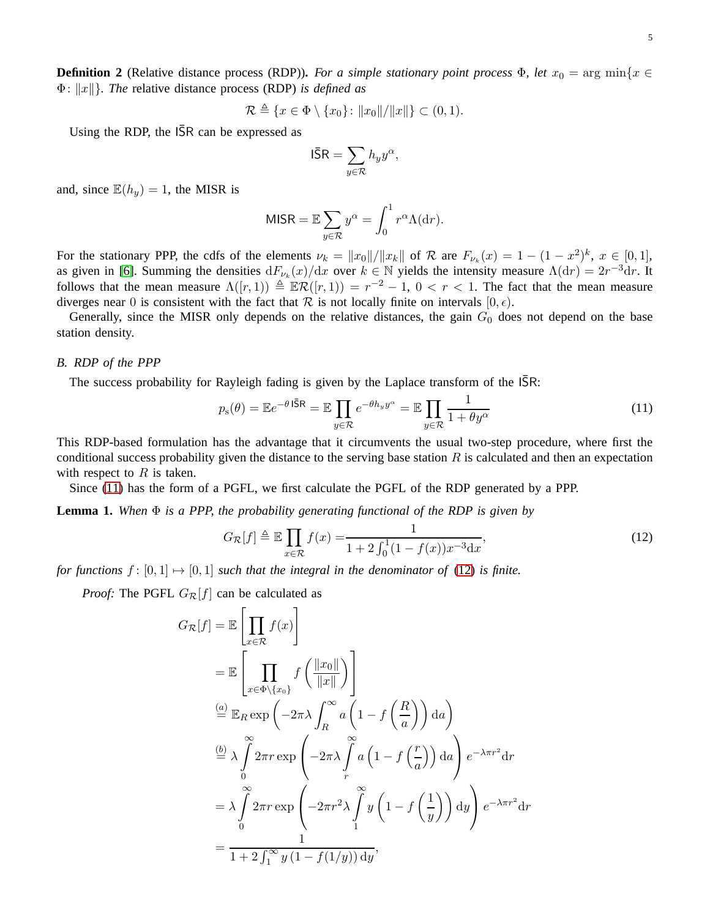**Definition 2** (Relative distance process (RDP))**.** *For a simple stationary point process* $\Phi$*, let* $x_0 = \arg\min\{x \in \Phi\colon \|x\|\}$*. The* relative distance process (RDP) *is defined as*

$$\mathcal{R} \triangleq \{x \in \Phi \setminus \{x_0\} \colon \|x_0\|/\|x\|\} \subset (0,1).$$

Using the RDP, the $\mathsf{I\bar{S}R}$ can be expressed as

$$\mathsf{I\bar{S}R} = \sum_{y \in \mathcal{R}} h_y y^{\alpha},$$

and, since $\mathbb{E}(h_y) = 1$, the MISR is

$$\mathsf{MISR} = \mathbb{E} \sum_{y \in \mathcal{R}} y^{\alpha} = \int_0^1 r^{\alpha} \Lambda(\mathrm{d}r).$$

For the stationary PPP, the cdfs of the elements $\nu_k = \|x_0\|/\|x_k\|$ of $\mathcal{R}$ are $F_{\nu_k}(x) = 1 - (1-x^2)^k$, $x \in [0,1]$, as given in [6]. Summing the densities $\mathrm{d}F_{\nu_k}(x)/\mathrm{d}x$ over $k \in \mathbb{N}$ yields the intensity measure $\Lambda(\mathrm{d}r) = 2r^{-3}\mathrm{d}r$. It follows that the mean measure $\Lambda([r,1)) \triangleq \mathbb{E}\mathcal{R}([r,1)) = r^{-2} - 1$, $0 < r < 1$. The fact that the mean measure diverges near 0 is consistent with the fact that $\mathcal{R}$ is not locally finite on intervals $[0, \epsilon)$.

Generally, since the MISR only depends on the relative distances, the gain $G_0$ does not depend on the base station density.

### *B. RDP of the PPP*

The success probability for Rayleigh fading is given by the Laplace transform of the $\mathsf{I\bar{S}R}$:

$$p_{\mathrm{s}}(\theta) = \mathbb{E}e^{-\theta\,\mathsf{I\bar{S}R}} = \mathbb{E} \prod_{y \in \mathcal{R}} e^{-\theta h_y y^{\alpha}} = \mathbb{E} \prod_{y \in \mathcal{R}} \frac{1}{1+\theta y^{\alpha}} \tag{11}$$

This RDP-based formulation has the advantage that it circumvents the usual two-step procedure, where first the conditional success probability given the distance to the serving base station $R$ is calculated and then an expectation with respect to $R$ is taken.

Since (11) has the form of a PGFL, we first calculate the PGFL of the RDP generated by a PPP.

**Lemma 1.** *When* $\Phi$ *is a PPP, the probability generating functional of the RDP is given by*

$$G_{\mathcal{R}}[f] \triangleq \mathbb{E} \prod_{x \in \mathcal{R}} f(x) = \frac{1}{1 + 2\int_0^1 (1 - f(x)) x^{-3} \mathrm{d}x}, \tag{12}$$

*for functions* $f\colon [0,1] \mapsto [0,1]$ *such that the integral in the denominator of* (12) *is finite.*

*Proof:* The PGFL $G_{\mathcal{R}}[f]$ can be calculated as

$$\begin{aligned}
G_{\mathcal{R}}[f] &= \mathbb{E}\left[\prod_{x \in \mathcal{R}} f(x)\right] \\
&= \mathbb{E}\left[\prod_{x \in \Phi \setminus \{x_0\}} f\left(\frac{\|x_0\|}{\|x\|}\right)\right] \\
&\overset{(a)}{=} \mathbb{E}_R \exp\left(-2\pi\lambda \int_R^{\infty} a\left(1 - f\left(\frac{R}{a}\right)\right) \mathrm{d}a\right) \\
&\overset{(b)}{=} \lambda \int_0^{\infty} 2\pi r \exp\left(-2\pi\lambda \int_r^{\infty} a\left(1 - f\left(\frac{r}{a}\right)\right) \mathrm{d}a\right) e^{-\lambda\pi r^2} \mathrm{d}r \\
&= \lambda \int_0^{\infty} 2\pi r \exp\left(-2\pi r^2 \lambda \int_1^{\infty} y\left(1 - f\left(\frac{1}{y}\right)\right) \mathrm{d}y\right) e^{-\lambda\pi r^2} \mathrm{d}r \\
&= \frac{1}{1 + 2\int_1^{\infty} y\,(1 - f(1/y))\,\mathrm{d}y},
\end{aligned}$$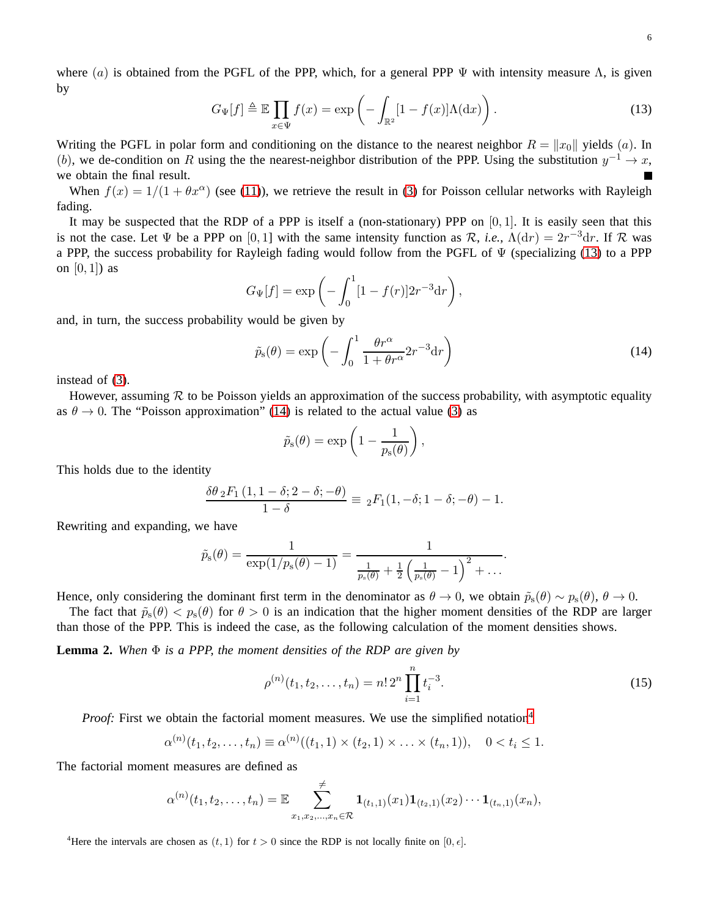where $(a)$ is obtained from the PGFL of the PPP, which, for a general PPP $\Psi$ with intensity measure $\Lambda$, is given by

$$G_\Psi[f] \triangleq \mathbb{E} \prod_{x \in \Psi} f(x) = \exp\left(-\int_{\mathbb{R}^2} [1 - f(x)]\Lambda(\mathrm{d}x)\right). \tag{13}$$

Writing the PGFL in polar form and conditioning on the distance to the nearest neighbor $R = \|x_0\|$ yields $(a)$. In $(b)$, we de-condition on $R$ using the the nearest-neighbor distribution of the PPP. Using the substitution $y^{-1} \to x$, we obtain the final result. ■

When $f(x) = 1/(1 + \theta x^\alpha)$ (see (11)), we retrieve the result in (3) for Poisson cellular networks with Rayleigh fading.

It may be suspected that the RDP of a PPP is itself a (non-stationary) PPP on $[0, 1]$. It is easily seen that this is not the case. Let $\Psi$ be a PPP on $[0, 1]$ with the same intensity function as $\mathcal{R}$, *i.e.*, $\Lambda(\mathrm{d}r) = 2r^{-3}\mathrm{d}r$. If $\mathcal{R}$ was a PPP, the success probability for Rayleigh fading would follow from the PGFL of $\Psi$ (specializing (13) to a PPP on $[0, 1)$) as

$$G_\Psi[f] = \exp\left(-\int_0^1 [1 - f(r)] 2r^{-3}\mathrm{d}r\right),$$

and, in turn, the success probability would be given by

$$\tilde{p}_\mathrm{s}(\theta) = \exp\left(-\int_0^1 \frac{\theta r^\alpha}{1 + \theta r^\alpha} 2r^{-3}\mathrm{d}r\right) \tag{14}$$

instead of (3).

However, assuming $\mathcal{R}$ to be Poisson yields an approximation of the success probability, with asymptotic equality as $\theta \to 0$. The "Poisson approximation" (14) is related to the actual value (3) as

$$\tilde{p}_\mathrm{s}(\theta) = \exp\left(1 - \frac{1}{p_\mathrm{s}(\theta)}\right),$$

This holds due to the identity

$$\frac{\delta\theta\, {}_2F_1\left(1, 1-\delta; 2-\delta; -\theta\right)}{1-\delta} \equiv {}_2F_1(1, -\delta; 1-\delta; -\theta) - 1.$$

Rewriting and expanding, we have

$$\tilde{p}_\mathrm{s}(\theta) = \frac{1}{\exp(1/p_\mathrm{s}(\theta) - 1)} = \frac{1}{\frac{1}{p_\mathrm{s}(\theta)} + \frac{1}{2}\left(\frac{1}{p_\mathrm{s}(\theta)} - 1\right)^2 + \ldots}.$$

Hence, only considering the dominant first term in the denominator as $\theta \to 0$, we obtain $\tilde{p}_\mathrm{s}(\theta) \sim p_\mathrm{s}(\theta)$, $\theta \to 0$.

The fact that $\tilde{p}_\mathrm{s}(\theta) < p_\mathrm{s}(\theta)$ for $\theta > 0$ is an indication that the higher moment densities of the RDP are larger than those of the PPP. This is indeed the case, as the following calculation of the moment densities shows.

**Lemma 2.** *When $\Phi$ is a PPP, the moment densities of the RDP are given by*

$$\rho^{(n)}(t_1, t_2, \ldots, t_n) = n!\, 2^n \prod_{i=1}^n t_i^{-3}. \tag{15}$$

*Proof:* First we obtain the factorial moment measures. We use the simplified notation[4]

$$\alpha^{(n)}(t_1, t_2, \ldots, t_n) \equiv \alpha^{(n)}((t_1, 1) \times (t_2, 1) \times \ldots \times (t_n, 1)), \quad 0 < t_i \leq 1.$$

The factorial moment measures are defined as

$$\alpha^{(n)}(t_1, t_2, \ldots, t_n) = \mathbb{E} \sum_{x_1, x_2, \ldots, x_n \in \mathcal{R}}^{\neq} \mathbf{1}_{(t_1,1)}(x_1)\mathbf{1}_{(t_2,1)}(x_2) \cdots \mathbf{1}_{(t_n,1)}(x_n),$$

[4]Here the intervals are chosen as $(t, 1)$ for $t > 0$ since the RDP is not locally finite on $[0, \epsilon]$.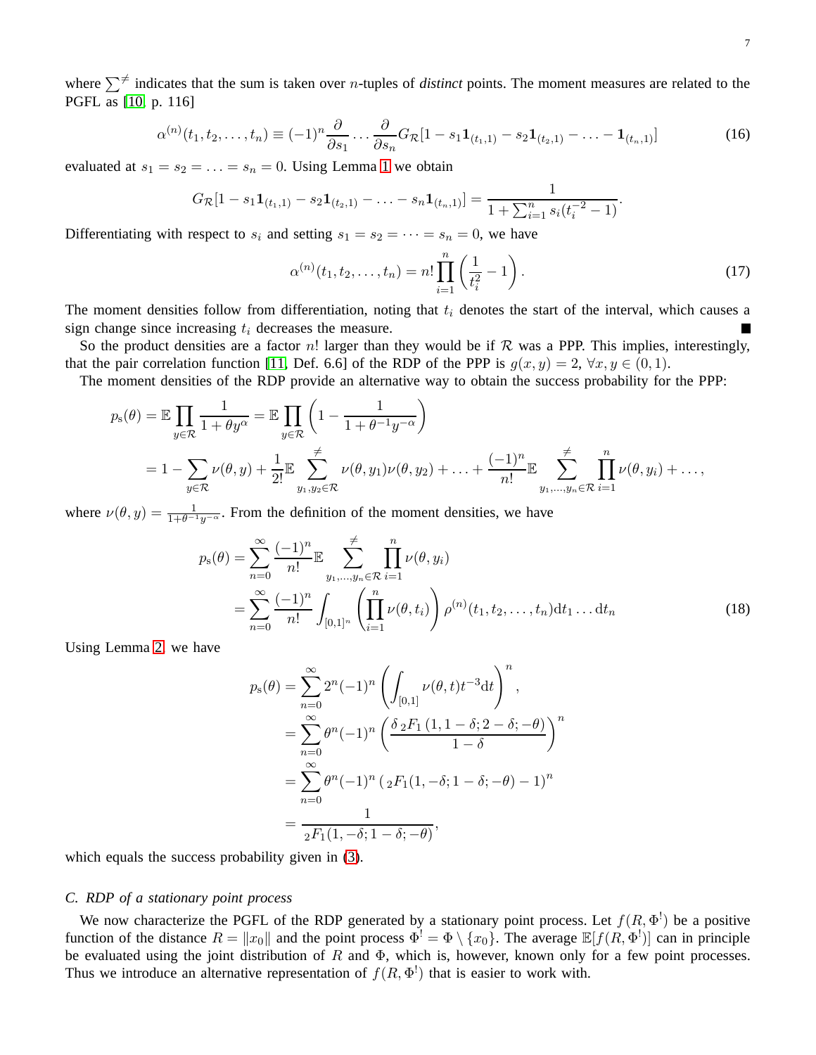where $\sum^{\neq}$ indicates that the sum is taken over $n$-tuples of *distinct* points. The moment measures are related to the PGFL as [10, p. 116]

$$\alpha^{(n)}(t_1, t_2, \ldots, t_n) \equiv (-1)^n \frac{\partial}{\partial s_1} \cdots \frac{\partial}{\partial s_n} G_{\mathcal{R}}[1 - s_1 \mathbf{1}_{(t_1,1)} - s_2 \mathbf{1}_{(t_2,1)} - \ldots - \mathbf{1}_{(t_n,1)}] \tag{16}$$

evaluated at $s_1 = s_2 = \ldots = s_n = 0$. Using Lemma 1 we obtain

$$G_{\mathcal{R}}[1 - s_1 \mathbf{1}_{(t_1,1)} - s_2 \mathbf{1}_{(t_2,1)} - \ldots - s_n \mathbf{1}_{(t_n,1)}] = \frac{1}{1 + \sum_{i=1}^n s_i (t_i^{-2} - 1)}.$$

Differentiating with respect to $s_i$ and setting $s_1 = s_2 = \cdots = s_n = 0$, we have

$$\alpha^{(n)}(t_1, t_2, \ldots, t_n) = n! \prod_{i=1}^n \left( \frac{1}{t_i^2} - 1 \right). \tag{17}$$

The moment densities follow from differentiation, noting that $t_i$ denotes the start of the interval, which causes a sign change since increasing $t_i$ decreases the measure. ∎

So the product densities are a factor $n!$ larger than they would be if $\mathcal{R}$ was a PPP. This implies, interestingly, that the pair correlation function [11, Def. 6.6] of the RDP of the PPP is $g(x, y) = 2$, $\forall x, y \in (0, 1)$.

The moment densities of the RDP provide an alternative way to obtain the success probability for the PPP:

$$\begin{aligned}
p_{\mathrm{s}}(\theta) &= \mathbb{E} \prod_{y \in \mathcal{R}} \frac{1}{1 + \theta y^\alpha} = \mathbb{E} \prod_{y \in \mathcal{R}} \left( 1 - \frac{1}{1 + \theta^{-1} y^{-\alpha}} \right) \\
&= 1 - \sum_{y \in \mathcal{R}} \nu(\theta, y) + \frac{1}{2!} \mathbb{E} \sum_{y_1, y_2 \in \mathcal{R}}^{\neq} \nu(\theta, y_1) \nu(\theta, y_2) + \ldots + \frac{(-1)^n}{n!} \mathbb{E} \sum_{y_1, \ldots, y_n \in \mathcal{R}}^{\neq} \prod_{i=1}^n \nu(\theta, y_i) + \ldots,
\end{aligned}$$

where $\nu(\theta, y) = \frac{1}{1 + \theta^{-1} y^{-\alpha}}$. From the definition of the moment densities, we have

$$\begin{aligned}
p_{\mathrm{s}}(\theta) &= \sum_{n=0}^\infty \frac{(-1)^n}{n!} \mathbb{E} \sum_{y_1, \ldots, y_n \in \mathcal{R}}^{\neq} \prod_{i=1}^n \nu(\theta, y_i) \\
&= \sum_{n=0}^\infty \frac{(-1)^n}{n!} \int_{[0,1]^n} \left( \prod_{i=1}^n \nu(\theta, t_i) \right) \rho^{(n)}(t_1, t_2, \ldots, t_n) \mathrm{d}t_1 \ldots \mathrm{d}t_n
\end{aligned} \tag{18}$$

Using Lemma 2, we have

$$\begin{aligned}
p_{\mathrm{s}}(\theta) &= \sum_{n=0}^\infty 2^n (-1)^n \left( \int_{[0,1]} \nu(\theta, t) t^{-3} \mathrm{d}t \right)^n, \\
&= \sum_{n=0}^\infty \theta^n (-1)^n \left( \frac{\delta \, {}_2F_1 (1, 1 - \delta; 2 - \delta; -\theta)}{1 - \delta} \right)^n \\
&= \sum_{n=0}^\infty \theta^n (-1)^n \left( {}_2F_1(1, -\delta; 1 - \delta; -\theta) - 1 \right)^n \\
&= \frac{1}{{}_2F_1(1, -\delta; 1 - \delta; -\theta)},
\end{aligned}$$

which equals the success probability given in (3).

### C. RDP of a stationary point process

We now characterize the PGFL of the RDP generated by a stationary point process. Let $f(R, \Phi^!)$ be a positive function of the distance $R = \|x_0\|$ and the point process $\Phi^! = \Phi \setminus \{x_0\}$. The average $\mathbb{E}[f(R, \Phi^!)]$ can in principle be evaluated using the joint distribution of $R$ and $\Phi$, which is, however, known only for a few point processes. Thus we introduce an alternative representation of $f(R, \Phi^!)$ that is easier to work with.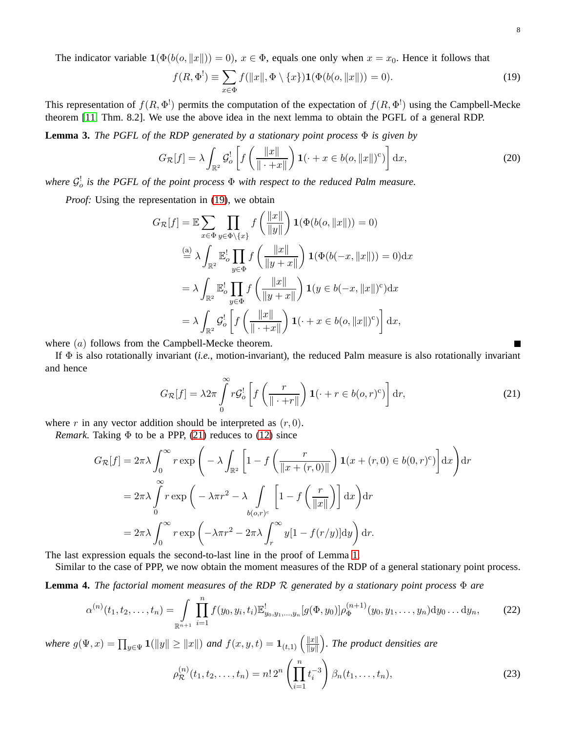The indicator variable $\mathbf{1}(\Phi(b(o, \|x\|)) = 0)$, $x \in \Phi$, equals one only when $x = x_0$. Hence it follows that

$$f(R, \Phi^!) \equiv \sum_{x \in \Phi} f(\|x\|, \Phi \setminus \{x\}) \mathbf{1}(\Phi(b(o, \|x\|)) = 0). \tag{19}$$

This representation of $f(R, \Phi^!)$ permits the computation of the expectation of $f(R, \Phi^!)$ using the Campbell-Mecke theorem [11, Thm. 8.2]. We use the above idea in the next lemma to obtain the PGFL of a general RDP.

**Lemma 3.** *The PGFL of the RDP generated by a stationary point process $\Phi$ is given by*

$$G_{\mathcal{R}}[f] = \lambda \int_{\mathbb{R}^2} \mathcal{G}_o^! \left[ f\left( \frac{\|x\|}{\| \cdot + x\|} \right) \mathbf{1}(\cdot + x \in b(o, \|x\|)^c) \right] \mathrm{d}x, \tag{20}$$

*where $\mathcal{G}_o^!$ is the PGFL of the point process $\Phi$ with respect to the reduced Palm measure.*

*Proof:* Using the representation in (19), we obtain

$$\begin{aligned}
G_{\mathcal{R}}[f] &= \mathbb{E} \sum_{x \in \Phi} \prod_{y \in \Phi \setminus \{x\}} f\left( \frac{\|x\|}{\|y\|} \right) \mathbf{1}(\Phi(b(o, \|x\|)) = 0) \\
&\overset{(a)}{=} \lambda \int_{\mathbb{R}^2} \mathbb{E}_o^! \prod_{y \in \Phi} f\left( \frac{\|x\|}{\|y + x\|} \right) \mathbf{1}(\Phi(b(-x, \|x\|)) = 0) \mathrm{d}x \\
&= \lambda \int_{\mathbb{R}^2} \mathbb{E}_o^! \prod_{y \in \Phi} f\left( \frac{\|x\|}{\|y + x\|} \right) \mathbf{1}(y \in b(-x, \|x\|)^c) \mathrm{d}x \\
&= \lambda \int_{\mathbb{R}^2} \mathcal{G}_o^! \left[ f\left( \frac{\|x\|}{\| \cdot + x\|} \right) \mathbf{1}(\cdot + x \in b(o, \|x\|)^c) \right] \mathrm{d}x,
\end{aligned}$$

where $(a)$ follows from the Campbell-Mecke theorem. ∎

If $\Phi$ is also rotationally invariant (*i.e.*, motion-invariant), the reduced Palm measure is also rotationally invariant and hence

$$G_{\mathcal{R}}[f] = \lambda 2\pi \int_0^\infty r \mathcal{G}_o^! \left[ f\left( \frac{r}{\| \cdot + r\|} \right) \mathbf{1}(\cdot + r \in b(o, r)^c) \right] \mathrm{d}r, \tag{21}$$

where $r$ in any vector addition should be interpreted as $(r, 0)$.

*Remark.* Taking $\Phi$ to be a PPP, (21) reduces to (12) since

$$\begin{aligned}
G_{\mathcal{R}}[f] &= 2\pi\lambda \int_0^\infty r \exp\left( -\lambda \int_{\mathbb{R}^2} \left[ 1 - f\left( \frac{r}{\|x + (r, 0)\|} \right) \mathbf{1}(x + (r, 0) \in b(0, r)^c) \right] \mathrm{d}x \right) \mathrm{d}r \\
&= 2\pi\lambda \int_0^\infty r \exp\left( -\lambda\pi r^2 - \lambda \int_{b(o,r)^c} \left[ 1 - f\left( \frac{r}{\|x\|} \right) \right] \mathrm{d}x \right) \mathrm{d}r \\
&= 2\pi\lambda \int_0^\infty r \exp\left( -\lambda\pi r^2 - 2\pi\lambda \int_r^\infty y[1 - f(r/y)] \mathrm{d}y \right) \mathrm{d}r.
\end{aligned}$$

The last expression equals the second-to-last line in the proof of Lemma 1.

Similar to the case of PPP, we now obtain the moment measures of the RDP of a general stationary point process.

**Lemma 4.** *The factorial moment measures of the RDP $\mathcal{R}$ generated by a stationary point process $\Phi$ are*

$$\alpha^{(n)}(t_1, t_2, \ldots, t_n) = \int_{\mathbb{R}^{n+1}} \prod_{i=1}^n f(y_0, y_i, t_i) \mathbb{E}^!_{y_0, y_1, \ldots, y_n}[g(\Phi, y_0)] \rho_\Phi^{(n+1)}(y_0, y_1, \ldots, y_n) \mathrm{d}y_0 \ldots \mathrm{d}y_n, \tag{22}$$

*where $g(\Psi, x) = \prod_{y \in \Psi} \mathbf{1}(\|y\| \geq \|x\|)$ and $f(x, y, t) = \mathbf{1}_{(t,1)}\left( \frac{\|x\|}{\|y\|} \right)$. The product densities are*

$$\rho_{\mathcal{R}}^{(n)}(t_1, t_2, \ldots, t_n) = n! \, 2^n \left( \prod_{i=1}^n t_i^{-3} \right) \beta_n(t_1, \ldots, t_n), \tag{23}$$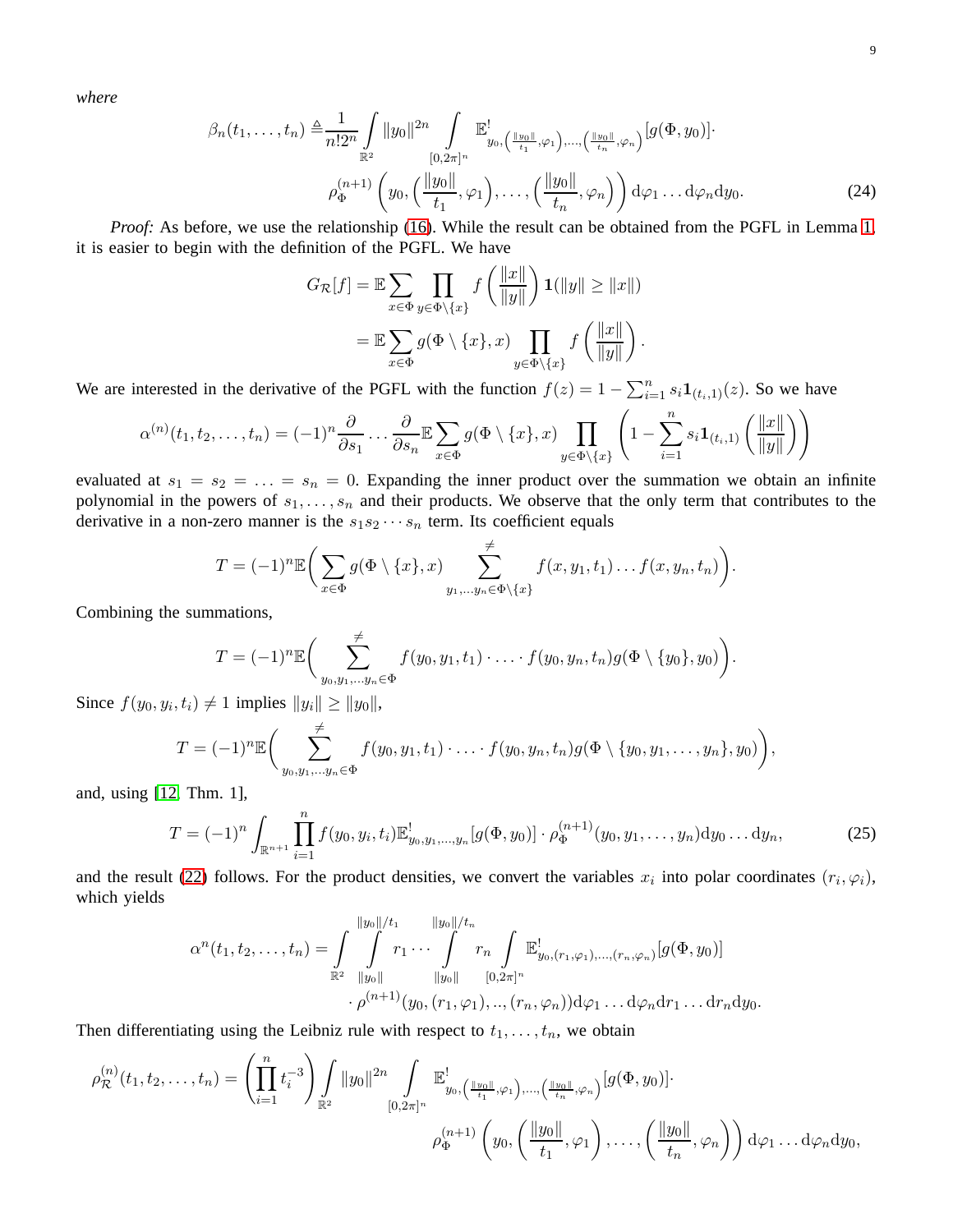*where*

$$\beta_n(t_1,\ldots,t_n) \triangleq \frac{1}{n!2^n}\int\limits_{\mathbb{R}^2} \|y_0\|^{2n} \int\limits_{[0,2\pi]^n} \mathbb{E}^!_{y_0,\left(\frac{\|y_0\|}{t_1},\varphi_1\right),\ldots,\left(\frac{\|y_0\|}{t_n},\varphi_n\right)}[g(\Phi,y_0)]\cdot$$
$$\rho_\Phi^{(n+1)}\left(y_0,\Big(\frac{\|y_0\|}{t_1},\varphi_1\Big),\ldots,\Big(\frac{\|y_0\|}{t_n},\varphi_n\Big)\right)\mathrm{d}\varphi_1\ldots\mathrm{d}\varphi_n\mathrm{d}y_0. \tag{24}$$

*Proof:* As before, we use the relationship (16). While the result can be obtained from the PGFL in Lemma 1, it is easier to begin with the definition of the PGFL. We have

$$\begin{aligned}G_{\mathcal{R}}[f] &= \mathbb{E}\sum_{x\in\Phi}\prod_{y\in\Phi\setminus\{x\}} f\left(\frac{\|x\|}{\|y\|}\right)\mathbf{1}(\|y\|\geq\|x\|)\\ &= \mathbb{E}\sum_{x\in\Phi} g(\Phi\setminus\{x\},x)\prod_{y\in\Phi\setminus\{x\}} f\left(\frac{\|x\|}{\|y\|}\right).\end{aligned}$$

We are interested in the derivative of the PGFL with the function $f(z)=1-\sum_{i=1}^n s_i\mathbf{1}_{(t_i,1)}(z)$. So we have

$$\alpha^{(n)}(t_1,t_2,\ldots,t_n) = (-1)^n\frac{\partial}{\partial s_1}\cdots\frac{\partial}{\partial s_n}\mathbb{E}\sum_{x\in\Phi} g(\Phi\setminus\{x\},x)\prod_{y\in\Phi\setminus\{x\}}\left(1-\sum_{i=1}^n s_i\mathbf{1}_{(t_i,1)}\left(\frac{\|x\|}{\|y\|}\right)\right)$$

evaluated at $s_1=s_2=\ldots=s_n=0$. Expanding the inner product over the summation we obtain an infinite polynomial in the powers of $s_1,\ldots,s_n$ and their products. We observe that the only term that contributes to the derivative in a non-zero manner is the $s_1s_2\cdots s_n$ term. Its coefficient equals

$$T=(-1)^n\mathbb{E}\bigg(\sum_{x\in\Phi} g(\Phi\setminus\{x\},x)\sum_{y_1,\ldots y_n\in\Phi\setminus\{x\}}^{\neq} f(x,y_1,t_1)\ldots f(x,y_n,t_n)\bigg).$$

Combining the summations,

$$T=(-1)^n\mathbb{E}\bigg(\sum_{y_0,y_1,\ldots y_n\in\Phi}^{\neq} f(y_0,y_1,t_1)\cdot\ldots\cdot f(y_0,y_n,t_n)g(\Phi\setminus\{y_0\},y_0)\bigg).$$

Since $f(y_0,y_i,t_i)\neq 1$ implies $\|y_i\|\geq\|y_0\|$,

$$T=(-1)^n\mathbb{E}\bigg(\sum_{y_0,y_1,\ldots y_n\in\Phi}^{\neq} f(y_0,y_1,t_1)\cdot\ldots\cdot f(y_0,y_n,t_n)g(\Phi\setminus\{y_0,y_1,\ldots,y_n\},y_0)\bigg),$$

and, using [12, Thm. 1],

$$T=(-1)^n\int_{\mathbb{R}^{n+1}}\prod_{i=1}^n f(y_0,y_i,t_i)\mathbb{E}^!_{y_0,y_1,\ldots,y_n}[g(\Phi,y_0)]\cdot\rho_\Phi^{(n+1)}(y_0,y_1,\ldots,y_n)\mathrm{d}y_0\ldots\mathrm{d}y_n, \tag{25}$$

and the result (22) follows. For the product densities, we convert the variables $x_i$ into polar coordinates $(r_i,\varphi_i)$, which yields

$$\alpha^n(t_1,t_2,\ldots,t_n) = \int\limits_{\mathbb{R}^2}\int\limits_{\|y_0\|}^{\|y_0\|/t_1} r_1\cdots\int\limits_{\|y_0\|}^{\|y_0\|/t_n} r_n\int\limits_{[0,2\pi]^n}\mathbb{E}^!_{y_0,(r_1,\varphi_1),\ldots,(r_n,\varphi_n)}[g(\Phi,y_0)]$$
$$\cdot\,\rho^{(n+1)}(y_0,(r_1,\varphi_1),..,(r_n,\varphi_n))\mathrm{d}\varphi_1\ldots\mathrm{d}\varphi_n\mathrm{d}r_1\ldots\mathrm{d}r_n\mathrm{d}y_0.$$

Then differentiating using the Leibniz rule with respect to $t_1,\ldots,t_n$, we obtain

$$\rho_{\mathcal{R}}^{(n)}(t_1,t_2,\ldots,t_n) = \left(\prod_{i=1}^n t_i^{-3}\right)\int\limits_{\mathbb{R}^2}\|y_0\|^{2n}\int\limits_{[0,2\pi]^n}\mathbb{E}^!_{y_0,\left(\frac{\|y_0\|}{t_1},\varphi_1\right),\ldots,\left(\frac{\|y_0\|}{t_n},\varphi_n\right)}[g(\Phi,y_0)]\cdot$$
$$\rho_\Phi^{(n+1)}\left(y_0,\left(\frac{\|y_0\|}{t_1},\varphi_1\right),\ldots,\left(\frac{\|y_0\|}{t_n},\varphi_n\right)\right)\mathrm{d}\varphi_1\ldots\mathrm{d}\varphi_n\mathrm{d}y_0,$$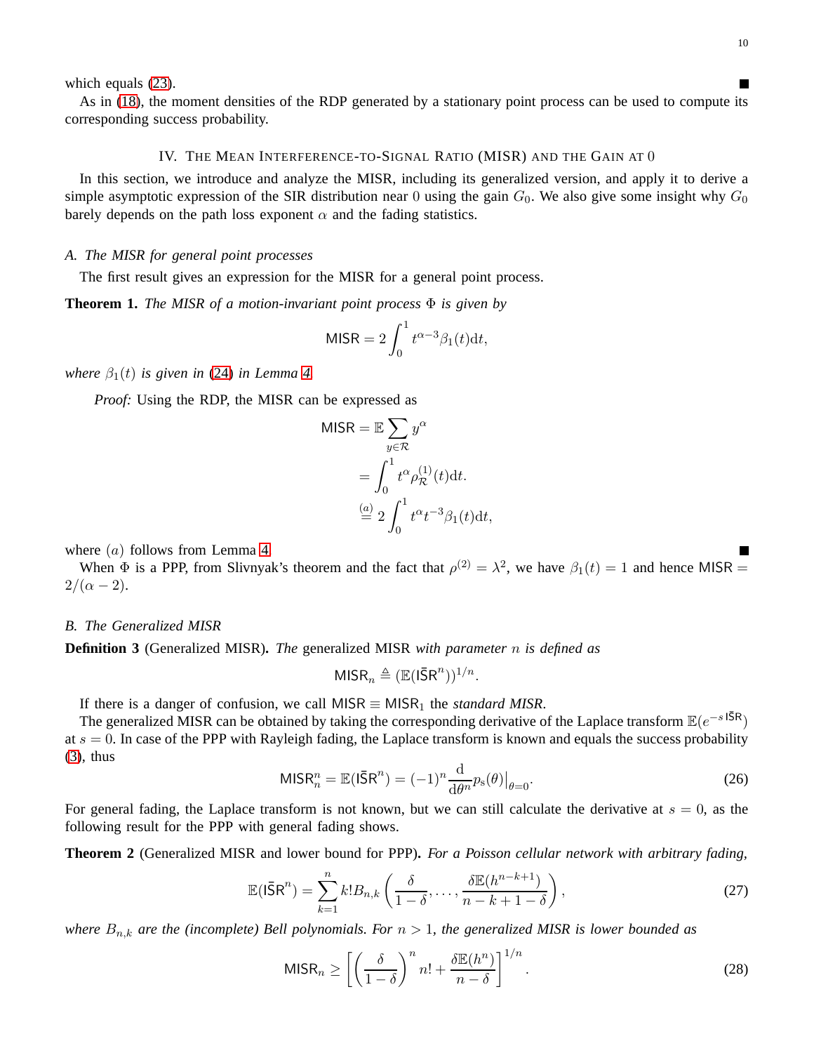which equals (23). ∎

As in (18), the moment densities of the RDP generated by a stationary point process can be used to compute its corresponding success probability.

## IV. The Mean Interference-to-Signal Ratio (MISR) and the Gain at 0

In this section, we introduce and analyze the MISR, including its generalized version, and apply it to derive a simple asymptotic expression of the SIR distribution near 0 using the gain $G_0$. We also give some insight why $G_0$ barely depends on the path loss exponent $\alpha$ and the fading statistics.

### A. The MISR for general point processes

The first result gives an expression for the MISR for a general point process.

**Theorem 1.** *The MISR of a motion-invariant point process $\Phi$ is given by*

$$\mathsf{MISR} = 2\int_0^1 t^{\alpha-3}\beta_1(t)\mathrm{d}t,$$

*where $\beta_1(t)$ is given in (24) in Lemma 4.*

*Proof:* Using the RDP, the MISR can be expressed as

$$\begin{aligned}
\mathsf{MISR} &= \mathbb{E}\sum_{y\in\mathcal{R}} y^{\alpha} \\
&= \int_0^1 t^{\alpha}\rho_{\mathcal{R}}^{(1)}(t)\mathrm{d}t. \\
&\overset{(a)}{=} 2\int_0^1 t^{\alpha}t^{-3}\beta_1(t)\mathrm{d}t,
\end{aligned}$$

where $(a)$ follows from Lemma 4. ∎

When $\Phi$ is a PPP, from Slivnyak's theorem and the fact that $\rho^{(2)} = \lambda^2$, we have $\beta_1(t) = 1$ and hence $\mathsf{MISR} = 2/(\alpha-2)$.

### B. The Generalized MISR

**Definition 3** (Generalized MISR)**.** *The* generalized MISR *with parameter $n$ is defined as*

$$\mathsf{MISR}_n \triangleq (\mathbb{E}(\mathsf{I\bar{S}R}^n))^{1/n}.$$

If there is a danger of confusion, we call $\mathsf{MISR} \equiv \mathsf{MISR}_1$ the *standard MISR*.

The generalized MISR can be obtained by taking the corresponding derivative of the Laplace transform $\mathbb{E}(e^{-s\,\mathsf{I\bar{S}R}})$ at $s = 0$. In case of the PPP with Rayleigh fading, the Laplace transform is known and equals the success probability (3), thus

$$\mathsf{MISR}_n^n = \mathbb{E}(\mathsf{I\bar{S}R}^n) = (-1)^n \frac{\mathrm{d}}{\mathrm{d}\theta^n} p_{\mathrm{s}}(\theta)\Big|_{\theta=0}. \tag{26}$$

For general fading, the Laplace transform is not known, but we can still calculate the derivative at $s = 0$, as the following result for the PPP with general fading shows.

**Theorem 2** (Generalized MISR and lower bound for PPP)**.** *For a Poisson cellular network with arbitrary fading,*

$$\mathbb{E}(\mathsf{I\bar{S}R}^n) = \sum_{k=1}^{n} k! B_{n,k}\left(\frac{\delta}{1-\delta},\ldots,\frac{\delta\mathbb{E}(h^{n-k+1})}{n-k+1-\delta}\right), \tag{27}$$

*where $B_{n,k}$ are the (incomplete) Bell polynomials. For $n > 1$, the generalized MISR is lower bounded as*

$$\mathsf{MISR}_n \geq \left[\left(\frac{\delta}{1-\delta}\right)^n n! + \frac{\delta\mathbb{E}(h^n)}{n-\delta}\right]^{1/n}. \tag{28}$$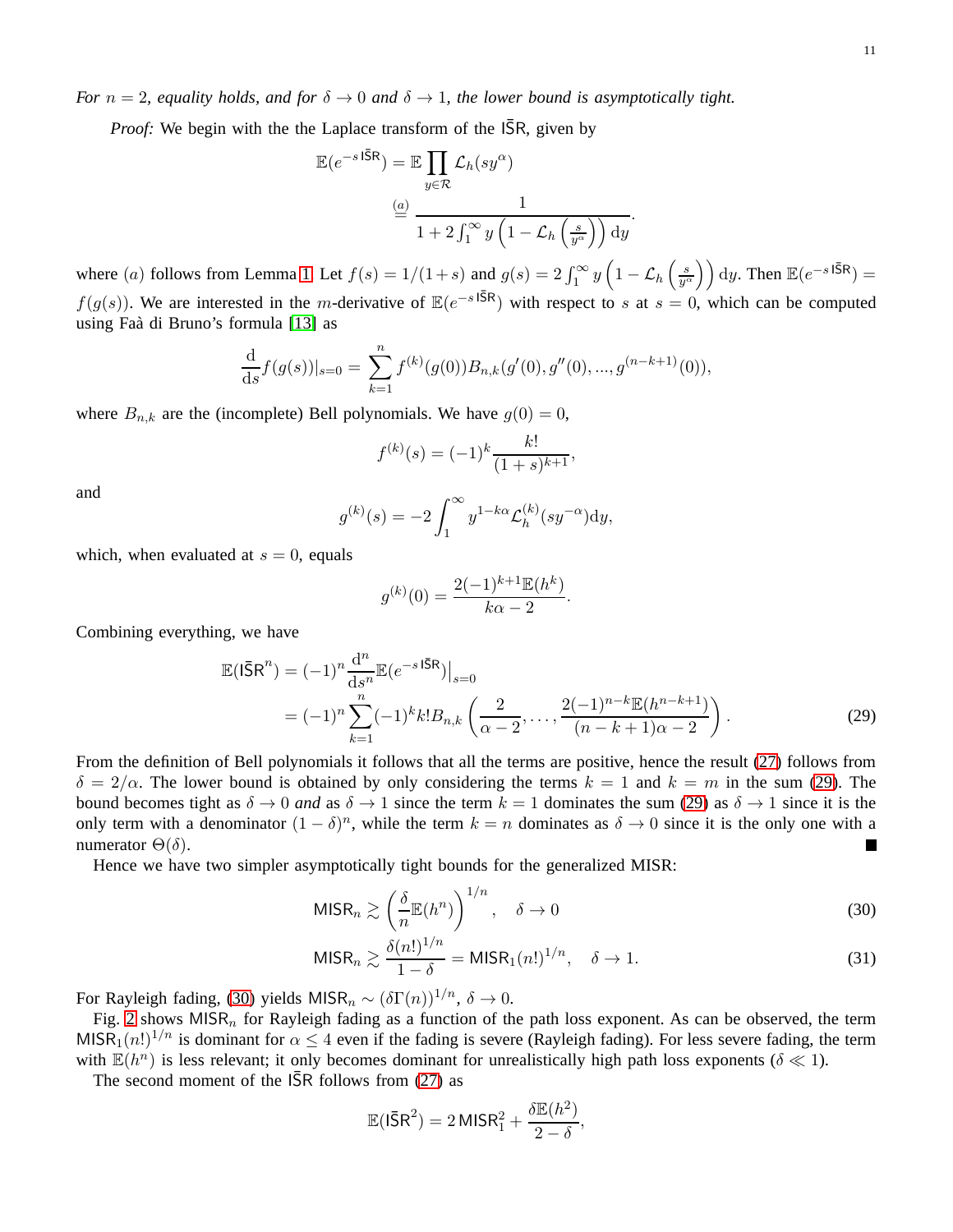*For $n = 2$, equality holds, and for $\delta \to 0$ and $\delta \to 1$, the lower bound is asymptotically tight.*

*Proof:* We begin with the the Laplace transform of the $\mathsf{I\bar{S}R}$, given by

$$\mathbb{E}(e^{-s\,\mathsf{I\bar{S}R}}) = \mathbb{E}\prod_{y\in\mathcal{R}} \mathcal{L}_h(sy^\alpha)$$
$$\overset{(a)}{=} \frac{1}{1 + 2\int_1^\infty y\left(1 - \mathcal{L}_h\left(\frac{s}{y^\alpha}\right)\right)\mathrm{d}y}.$$

where $(a)$ follows from Lemma 1. Let $f(s) = 1/(1+s)$ and $g(s) = 2\int_1^\infty y\left(1 - \mathcal{L}_h\left(\frac{s}{y^\alpha}\right)\right)\mathrm{d}y$. Then $\mathbb{E}(e^{-s\,\mathsf{I\bar{S}R}}) = f(g(s))$. We are interested in the $m$-derivative of $\mathbb{E}(e^{-s\,\mathsf{I\bar{S}R}})$ with respect to $s$ at $s = 0$, which can be computed using Faà di Bruno's formula [13] as

$$\frac{\mathrm{d}}{\mathrm{d}s} f(g(s))|_{s=0} = \sum_{k=1}^{n} f^{(k)}(g(0)) B_{n,k}(g'(0), g''(0), ..., g^{(n-k+1)}(0)),$$

where $B_{n,k}$ are the (incomplete) Bell polynomials. We have $g(0) = 0$,

$$f^{(k)}(s) = (-1)^k \frac{k!}{(1+s)^{k+1}},$$

and

$$g^{(k)}(s) = -2\int_1^\infty y^{1-k\alpha}\mathcal{L}_h^{(k)}(sy^{-\alpha})\mathrm{d}y,$$

which, when evaluated at $s = 0$, equals

$$g^{(k)}(0) = \frac{2(-1)^{k+1}\mathbb{E}(h^k)}{k\alpha - 2}.$$

Combining everything, we have

$$\begin{aligned}
\mathbb{E}(\mathsf{I\bar{S}R}^n) &= (-1)^n \frac{\mathrm{d}^n}{\mathrm{d}s^n}\mathbb{E}(e^{-s\,\mathsf{I\bar{S}R}})\big|_{s=0} \\
&= (-1)^n \sum_{k=1}^{n} (-1)^k k! B_{n,k}\left(\frac{2}{\alpha-2}, \ldots, \frac{2(-1)^{n-k}\mathbb{E}(h^{n-k+1})}{(n-k+1)\alpha - 2}\right).
\end{aligned} \tag{29}$$

From the definition of Bell polynomials it follows that all the terms are positive, hence the result (27) follows from $\delta = 2/\alpha$. The lower bound is obtained by only considering the terms $k = 1$ and $k = m$ in the sum (29). The bound becomes tight as $\delta \to 0$ *and* as $\delta \to 1$ since the term $k = 1$ dominates the sum (29) as $\delta \to 1$ since it is the only term with a denominator $(1-\delta)^n$, while the term $k = n$ dominates as $\delta \to 0$ since it is the only one with a numerator $\Theta(\delta)$. ∎

Hence we have two simpler asymptotically tight bounds for the generalized MISR:

$$\mathsf{MISR}_n \gtrsim \left(\frac{\delta}{n}\mathbb{E}(h^n)\right)^{1/n}, \quad \delta \to 0 \tag{30}$$

$$\mathsf{MISR}_n \gtrsim \frac{\delta(n!)^{1/n}}{1-\delta} = \mathsf{MISR}_1(n!)^{1/n}, \quad \delta \to 1. \tag{31}$$

For Rayleigh fading, (30) yields $\mathsf{MISR}_n \sim (\delta\Gamma(n))^{1/n}$, $\delta \to 0$.

Fig. 2 shows $\mathsf{MISR}_n$ for Rayleigh fading as a function of the path loss exponent. As can be observed, the term $\mathsf{MISR}_1(n!)^{1/n}$ is dominant for $\alpha \leq 4$ even if the fading is severe (Rayleigh fading). For less severe fading, the term with $\mathbb{E}(h^n)$ is less relevant; it only becomes dominant for unrealistically high path loss exponents ($\delta \ll 1$).

The second moment of the $\mathsf{I\bar{S}R}$ follows from (27) as

$$\mathbb{E}(\mathsf{I\bar{S}R}^2) = 2\,\mathsf{MISR}_1^2 + \frac{\delta\mathbb{E}(h^2)}{2-\delta},$$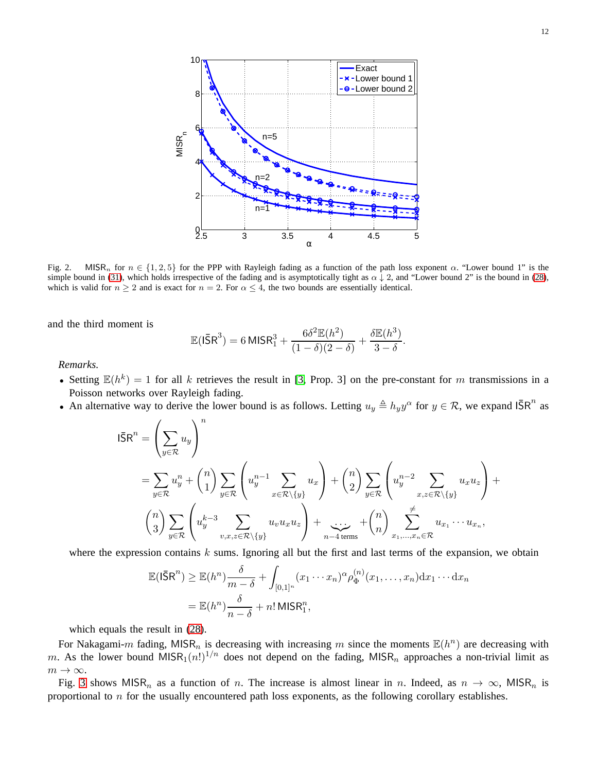Fig. 2. $\mathsf{MISR}_n$ for $n \in \{1, 2, 5\}$ for the PPP with Rayleigh fading as a function of the path loss exponent $\alpha$. "Lower bound 1" is the simple bound in (31), which holds irrespective of the fading and is asymptotically tight as $\alpha \downarrow 2$, and "Lower bound 2" is the bound in (28), which is valid for $n \geq 2$ and is exact for $n = 2$. For $\alpha \leq 4$, the two bounds are essentially identical.

and the third moment is

$$\mathbb{E}(\bar{\mathsf{ISR}}^3) = 6\,\mathsf{MISR}_1^3 + \frac{6\delta^2\mathbb{E}(h^2)}{(1-\delta)(2-\delta)} + \frac{\delta\mathbb{E}(h^3)}{3-\delta}.$$

*Remarks.*

- Setting $\mathbb{E}(h^k) = 1$ for all $k$ retrieves the result in [3, Prop. 3] on the pre-constant for $m$ transmissions in a Poisson networks over Rayleigh fading.
- An alternative way to derive the lower bound is as follows. Letting $u_y \triangleq h_y y^\alpha$ for $y \in \mathcal{R}$, we expand $\bar{\mathsf{ISR}}^n$ as

$$\begin{aligned}
\bar{\mathsf{ISR}}^n &= \left(\sum_{y\in\mathcal{R}} u_y\right)^n \\
&= \sum_{y\in\mathcal{R}} u_y^n + \binom{n}{1}\sum_{y\in\mathcal{R}}\left(u_y^{n-1}\sum_{x\in\mathcal{R}\setminus\{y\}} u_x\right) + \binom{n}{2}\sum_{y\in\mathcal{R}}\left(u_y^{n-2}\sum_{x,z\in\mathcal{R}\setminus\{y\}} u_x u_z\right) + \\
&\binom{n}{3}\sum_{y\in\mathcal{R}}\left(u_y^{k-3}\sum_{v,x,z\in\mathcal{R}\setminus\{y\}} u_v u_x u_z\right) + \underbrace{\cdots}_{n-4\text{ terms}} + \binom{n}{n}\sum_{x_1,\ldots,x_n\in\mathcal{R}}^{\neq} u_{x_1}\cdots u_{x_n},
\end{aligned}$$

  where the expression contains $k$ sums. Ignoring all but the first and last terms of the expansion, we obtain

$$\begin{aligned}
\mathbb{E}(\bar{\mathsf{ISR}}^n) &\geq \mathbb{E}(h^n)\frac{\delta}{m-\delta} + \int_{[0,1]^n}(x_1\cdots x_n)^\alpha \rho_\Phi^{(n)}(x_1,\ldots,x_n)\mathrm{d}x_1\cdots\mathrm{d}x_n \\
&= \mathbb{E}(h^n)\frac{\delta}{n-\delta} + n!\,\mathsf{MISR}_1^n,
\end{aligned}$$

  which equals the result in (28).

For Nakagami-$m$ fading, $\mathsf{MISR}_n$ is decreasing with increasing $m$ since the moments $\mathbb{E}(h^n)$ are decreasing with $m$. As the lower bound $\mathsf{MISR}_1(n!)^{1/n}$ does not depend on the fading, $\mathsf{MISR}_n$ approaches a non-trivial limit as $m \to \infty$.

Fig. 3 shows $\mathsf{MISR}_n$ as a function of $n$. The increase is almost linear in $n$. Indeed, as $n \to \infty$, $\mathsf{MISR}_n$ is proportional to $n$ for the usually encountered path loss exponents, as the following corollary establishes.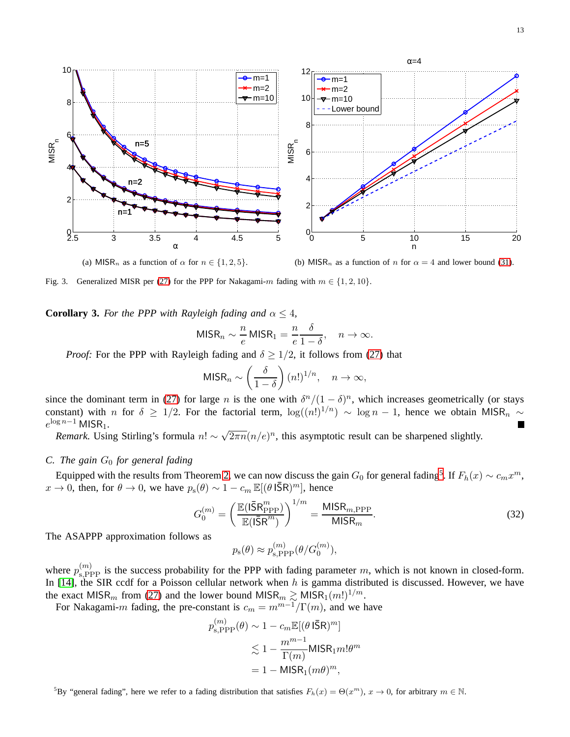(a) $\mathsf{MISR}_n$ as a function of $\alpha$ for $n \in \{1, 2, 5\}$.

(b) $\mathsf{MISR}_n$ as a function of $n$ for $\alpha = 4$ and lower bound (31).

Fig. 3. Generalized MISR per (27) for the PPP for Nakagami-$m$ fading with $m \in \{1, 2, 10\}$.

**Corollary 3.** *For the PPP with Rayleigh fading and $\alpha \leq 4$,*

$$\mathsf{MISR}_n \sim \frac{n}{e}\,\mathsf{MISR}_1 = \frac{n}{e}\frac{\delta}{1-\delta}, \quad n \to \infty.$$

*Proof:* For the PPP with Rayleigh fading and $\delta \geq 1/2$, it follows from (27) that

$$\mathsf{MISR}_n \sim \left(\frac{\delta}{1-\delta}\right)(n!)^{1/n}, \quad n \to \infty,$$

since the dominant term in (27) for large $n$ is the one with $\delta^n/(1-\delta)^n$, which increases geometrically (or stays constant) with $n$ for $\delta \geq 1/2$. For the factorial term, $\log((n!)^{1/n}) \sim \log n - 1$, hence we obtain $\mathsf{MISR}_n \sim e^{\log n - 1}\,\mathsf{MISR}_1$. ∎

*Remark.* Using Stirling's formula $n! \sim \sqrt{2\pi n}(n/e)^n$, this asymptotic result can be sharpened slightly.

### C. The gain $G_0$ for general fading

Equipped with the results from Theorem 2, we can now discuss the gain $G_0$ for general fading[5]. If $F_h(x) \sim c_m x^m$, $x \to 0$, then, for $\theta \to 0$, we have $p_{\rm s}(\theta) \sim 1 - c_m\,\mathbb{E}[(\theta\,\mathsf{I\bar{S}R})^m]$, hence

$$G_0^{(m)} = \left(\frac{\mathbb{E}(\mathsf{I\bar{S}R}_{\rm PPP}^m)}{\mathbb{E}(\mathsf{I\bar{S}R}^m)}\right)^{1/m} = \frac{\mathsf{MISR}_{m,\rm PPP}}{\mathsf{MISR}_m}. \tag{32}$$

The ASAPPP approximation follows as

$$p_{\rm s}(\theta) \approx p_{\rm s,PPP}^{(m)}(\theta/G_0^{(m)}),$$

where $p_{\rm s,PPP}^{(m)}$ is the success probability for the PPP with fading parameter $m$, which is not known in closed-form. In [14], the SIR ccdf for a Poisson cellular network when $h$ is gamma distributed is discussed. However, we have the exact $\mathsf{MISR}_m$ from (27) and the lower bound $\mathsf{MISR}_m \gtrsim \mathsf{MISR}_1(m!)^{1/m}$.

For Nakagami-$m$ fading, the pre-constant is $c_m = m^{m-1}/\Gamma(m)$, and we have

$$\begin{aligned}
p_{\rm s,PPP}^{(m)}(\theta) &\sim 1 - c_m\mathbb{E}[(\theta\,\mathsf{I\bar{S}R})^m] \\
&\lesssim 1 - \frac{m^{m-1}}{\Gamma(m)}\mathsf{MISR}_1 m!\theta^m \\
&= 1 - \mathsf{MISR}_1(m\theta)^m,
\end{aligned}$$

[5] By "general fading", here we refer to a fading distribution that satisfies $F_h(x) = \Theta(x^m)$, $x \to 0$, for arbitrary $m \in \mathbb{N}$.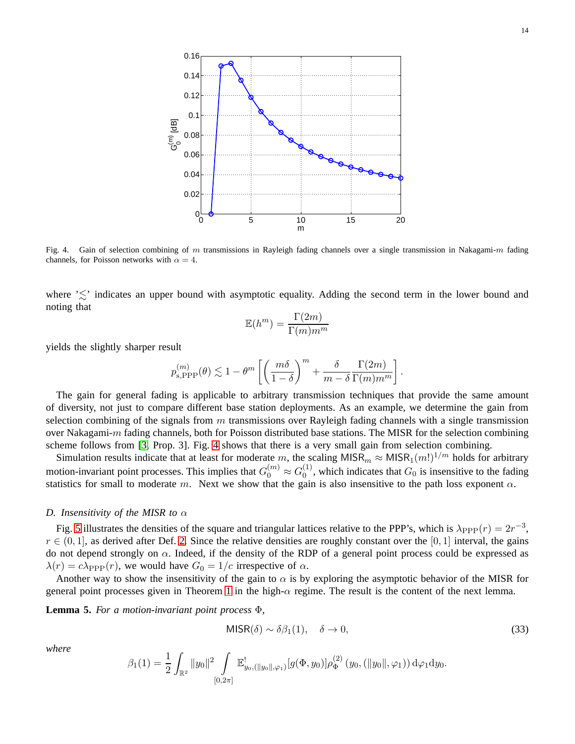Fig. 4. Gain of selection combining of $m$ transmissions in Rayleigh fading channels over a single transmission in Nakagami-$m$ fading channels, for Poisson networks with $\alpha = 4$.

where '$\lesssim$' indicates an upper bound with asymptotic equality. Adding the second term in the lower bound and noting that

$$\mathbb{E}(h^m) = \frac{\Gamma(2m)}{\Gamma(m)m^m}$$

yields the slightly sharper result

$$p_{\mathrm{s,PPP}}^{(m)}(\theta) \lesssim 1 - \theta^m \left[ \left( \frac{m\delta}{1-\delta} \right)^m + \frac{\delta}{m-\delta} \frac{\Gamma(2m)}{\Gamma(m)m^m} \right].$$

The gain for general fading is applicable to arbitrary transmission techniques that provide the same amount of diversity, not just to compare different base station deployments. As an example, we determine the gain from selection combining of the signals from $m$ transmissions over Rayleigh fading channels with a single transmission over Nakagami-$m$ fading channels, both for Poisson distributed base stations. The MISR for the selection combining scheme follows from [3, Prop. 3]. Fig. 4 shows that there is a very small gain from selection combining.

Simulation results indicate that at least for moderate $m$, the scaling $\mathsf{MISR}_m \approx \mathsf{MISR}_1 (m!)^{1/m}$ holds for arbitrary motion-invariant point processes. This implies that $G_0^{(m)} \approx G_0^{(1)}$, which indicates that $G_0$ is insensitive to the fading statistics for small to moderate $m$. Next we show that the gain is also insensitive to the path loss exponent $\alpha$.

### D. Insensitivity of the MISR to $\alpha$

Fig. 5 illustrates the densities of the square and triangular lattices relative to the PPP's, which is $\lambda_{\mathrm{PPP}}(r) = 2r^{-3}$, $r \in (0, 1]$, as derived after Def. 2. Since the relative densities are roughly constant over the $[0, 1]$ interval, the gains do not depend strongly on $\alpha$. Indeed, if the density of the RDP of a general point process could be expressed as $\lambda(r) = c\lambda_{\mathrm{PPP}}(r)$, we would have $G_0 = 1/c$ irrespective of $\alpha$.

Another way to show the insensitivity of the gain to $\alpha$ is by exploring the asymptotic behavior of the MISR for general point processes given in Theorem 1 in the high-$\alpha$ regime. The result is the content of the next lemma.

**Lemma 5.** *For a motion-invariant point process* $\Phi$*,*

$$\mathsf{MISR}(\delta) \sim \delta \beta_1(1), \quad \delta \to 0, \tag{33}$$

*where*

$$\beta_1(1) = \frac{1}{2} \int_{\mathbb{R}^2} \|y_0\|^2 \int\limits_{[0,2\pi]} \mathbb{E}^!_{y_0, (\|y_0\|, \varphi_1)} [g(\Phi, y_0)] \rho_\Phi^{(2)} \left( y_0, (\|y_0\|, \varphi_1) \right) \mathrm{d}\varphi_1 \mathrm{d}y_0.$$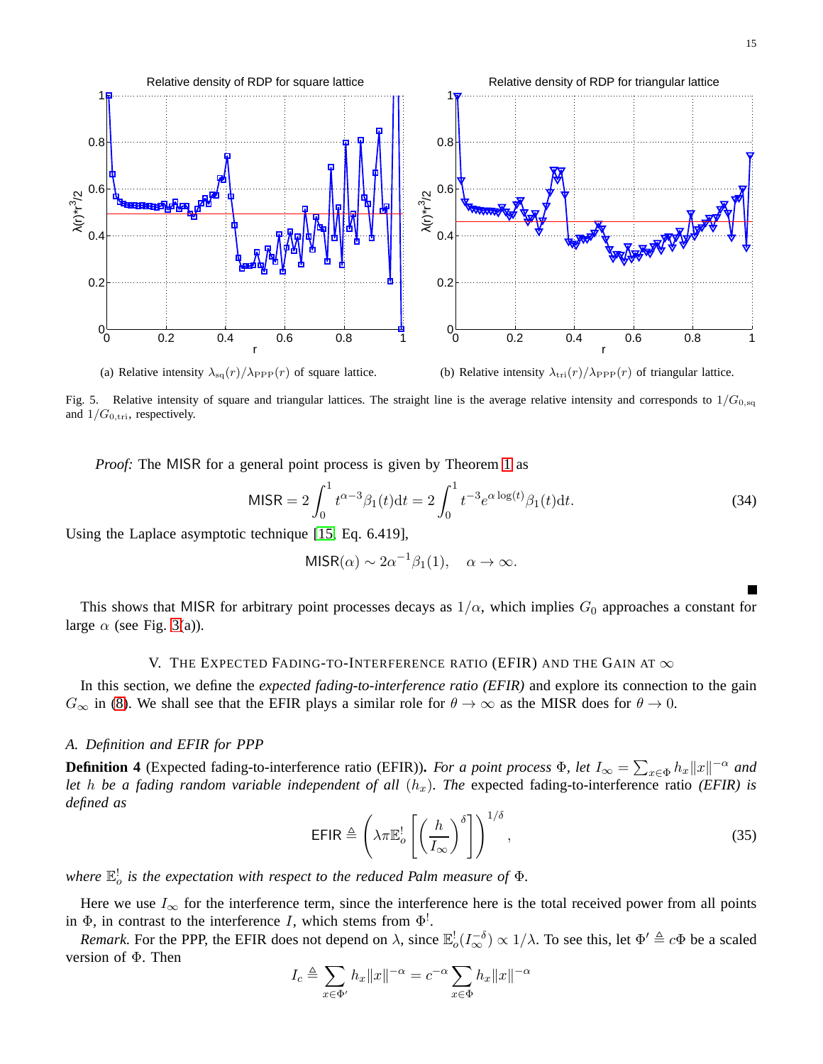(a) Relative intensity $\lambda_{\rm sq}(r)/\lambda_{\rm PPP}(r)$ of square lattice.

(b) Relative intensity $\lambda_{\rm tri}(r)/\lambda_{\rm PPP}(r)$ of triangular lattice.

Fig. 5. Relative intensity of square and triangular lattices. The straight line is the average relative intensity and corresponds to $1/G_{0,\rm sq}$ and $1/G_{0,\rm tri}$, respectively.

*Proof:* The MISR for a general point process is given by Theorem 1 as

$$\mathsf{MISR} = 2\int_0^1 t^{\alpha-3}\beta_1(t)\mathrm{d}t = 2\int_0^1 t^{-3}e^{\alpha\log(t)}\beta_1(t)\mathrm{d}t. \tag{34}$$

Using the Laplace asymptotic technique [15, Eq. 6.419],

$$\mathsf{MISR}(\alpha) \sim 2\alpha^{-1}\beta_1(1), \quad \alpha \to \infty.$$

■

This shows that MISR for arbitrary point processes decays as $1/\alpha$, which implies $G_0$ approaches a constant for large $\alpha$ (see Fig. 3(a)).

## V. The Expected Fading-to-Interference ratio (EFIR) and the Gain at $\infty$

In this section, we define the *expected fading-to-interference ratio (EFIR)* and explore its connection to the gain $G_\infty$ in (8). We shall see that the EFIR plays a similar role for $\theta \to \infty$ as the MISR does for $\theta \to 0$.

### A. Definition and EFIR for PPP

**Definition 4** (Expected fading-to-interference ratio (EFIR)). *For a point process $\Phi$, let $I_\infty = \sum_{x\in\Phi} h_x\|x\|^{-\alpha}$ and let $h$ be a fading random variable independent of all $(h_x)$. The* expected fading-to-interference ratio *(EFIR) is defined as*

$$\mathsf{EFIR} \triangleq \left(\lambda\pi\mathbb{E}_o^!\left[\left(\frac{h}{I_\infty}\right)^\delta\right]\right)^{1/\delta}, \tag{35}$$

*where $\mathbb{E}_o^!$ is the expectation with respect to the reduced Palm measure of $\Phi$.*

Here we use $I_\infty$ for the interference term, since the interference here is the total received power from all points in $\Phi$, in contrast to the interference $I$, which stems from $\Phi^!$.

*Remark.* For the PPP, the EFIR does not depend on $\lambda$, since $\mathbb{E}_o^!(I_\infty^{-\delta}) \propto 1/\lambda$. To see this, let $\Phi' \triangleq c\Phi$ be a scaled version of $\Phi$. Then

$$I_c \triangleq \sum_{x\in\Phi'} h_x\|x\|^{-\alpha} = c^{-\alpha}\sum_{x\in\Phi} h_x\|x\|^{-\alpha}$$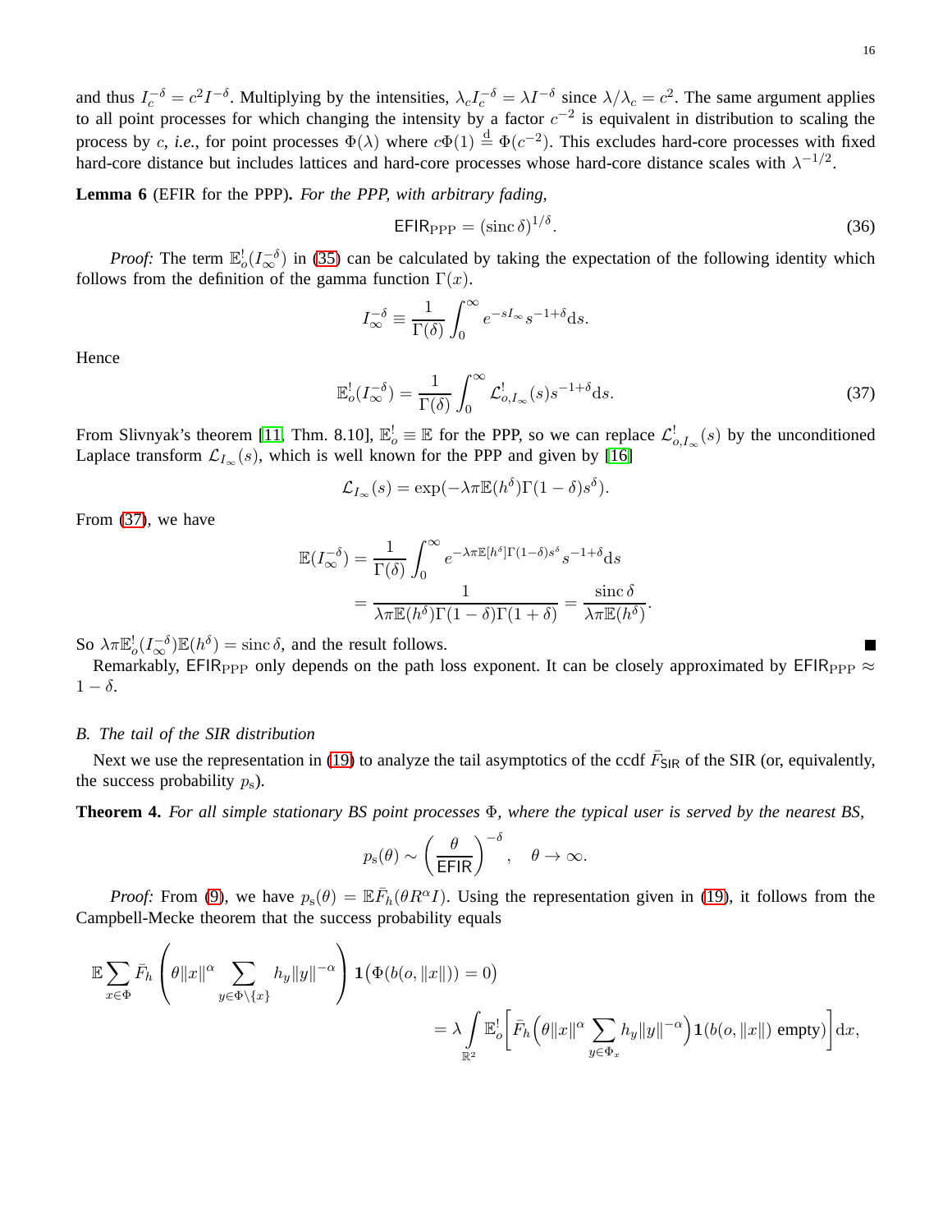and thus $I_c^{-\delta} = c^2 I^{-\delta}$. Multiplying by the intensities, $\lambda_c I_c^{-\delta} = \lambda I^{-\delta}$ since $\lambda/\lambda_c = c^2$. The same argument applies to all point processes for which changing the intensity by a factor $c^{-2}$ is equivalent in distribution to scaling the process by $c$, *i.e.*, for point processes $\Phi(\lambda)$ where $c\Phi(1) \stackrel{\text{d}}{=} \Phi(c^{-2})$. This excludes hard-core processes with fixed hard-core distance but includes lattices and hard-core processes whose hard-core distance scales with $\lambda^{-1/2}$.

**Lemma 6** (EFIR for the PPP)**.** *For the PPP, with arbitrary fading,*

$$\mathsf{EFIR}_{\mathrm{PPP}} = (\operatorname{sinc}\delta)^{1/\delta}. \tag{36}$$

*Proof:* The term $\mathbb{E}_o^!(I_\infty^{-\delta})$ in (35) can be calculated by taking the expectation of the following identity which follows from the definition of the gamma function $\Gamma(x)$.

$$I_\infty^{-\delta} \equiv \frac{1}{\Gamma(\delta)} \int_0^\infty e^{-sI_\infty} s^{-1+\delta} \mathrm{d}s.$$

Hence

$$\mathbb{E}_o^!(I_\infty^{-\delta}) = \frac{1}{\Gamma(\delta)} \int_0^\infty \mathcal{L}_{o,I_\infty}^!(s) s^{-1+\delta} \mathrm{d}s. \tag{37}$$

From Slivnyak's theorem [11, Thm. 8.10], $\mathbb{E}_o^! \equiv \mathbb{E}$ for the PPP, so we can replace $\mathcal{L}_{o,I_\infty}^!(s)$ by the unconditioned Laplace transform $\mathcal{L}_{I_\infty}(s)$, which is well known for the PPP and given by [16]

$$\mathcal{L}_{I_\infty}(s) = \exp(-\lambda\pi\mathbb{E}(h^\delta)\Gamma(1-\delta)s^\delta).$$

From (37), we have

$$\begin{aligned}
\mathbb{E}(I_\infty^{-\delta}) &= \frac{1}{\Gamma(\delta)} \int_0^\infty e^{-\lambda\pi\mathbb{E}[h^\delta]\Gamma(1-\delta)s^\delta} s^{-1+\delta} \mathrm{d}s \\
&= \frac{1}{\lambda\pi\mathbb{E}(h^\delta)\Gamma(1-\delta)\Gamma(1+\delta)} = \frac{\operatorname{sinc}\delta}{\lambda\pi\mathbb{E}(h^\delta)}.
\end{aligned}$$

So $\lambda\pi\mathbb{E}_o^!(I_\infty^{-\delta})\mathbb{E}(h^\delta) = \operatorname{sinc}\delta$, and the result follows. ∎

Remarkably, $\mathsf{EFIR}_{\mathrm{PPP}}$ only depends on the path loss exponent. It can be closely approximated by $\mathsf{EFIR}_{\mathrm{PPP}} \approx 1-\delta$.

### *B. The tail of the SIR distribution*

Next we use the representation in (19) to analyze the tail asymptotics of the ccdf $\bar{F}_{\mathsf{SIR}}$ of the SIR (or, equivalently, the success probability $p_{\mathrm{s}}$).

**Theorem 4.** *For all simple stationary BS point processes $\Phi$, where the typical user is served by the nearest BS,*

$$p_{\mathrm{s}}(\theta) \sim \left(\frac{\theta}{\mathsf{EFIR}}\right)^{-\delta}, \quad \theta \to \infty.$$

*Proof:* From (9), we have $p_{\mathrm{s}}(\theta) = \mathbb{E}\bar{F}_h(\theta R^\alpha I)$. Using the representation given in (19), it follows from the Campbell-Mecke theorem that the success probability equals

$$\begin{aligned}
&\mathbb{E}\sum_{x\in\Phi} \bar{F}_h\Bigg(\theta\|x\|^\alpha \sum_{y\in\Phi\setminus\{x\}} h_y\|y\|^{-\alpha}\Bigg) \mathbf{1}\big(\Phi(b(o,\|x\|))=0\big) \\
&\qquad\qquad = \lambda\int_{\mathbb{R}^2} \mathbb{E}_o^!\Big[\bar{F}_h\Big(\theta\|x\|^\alpha \sum_{y\in\Phi_x} h_y\|y\|^{-\alpha}\Big)\mathbf{1}(b(o,\|x\|)\text{ empty})\Big]\mathrm{d}x,
\end{aligned}$$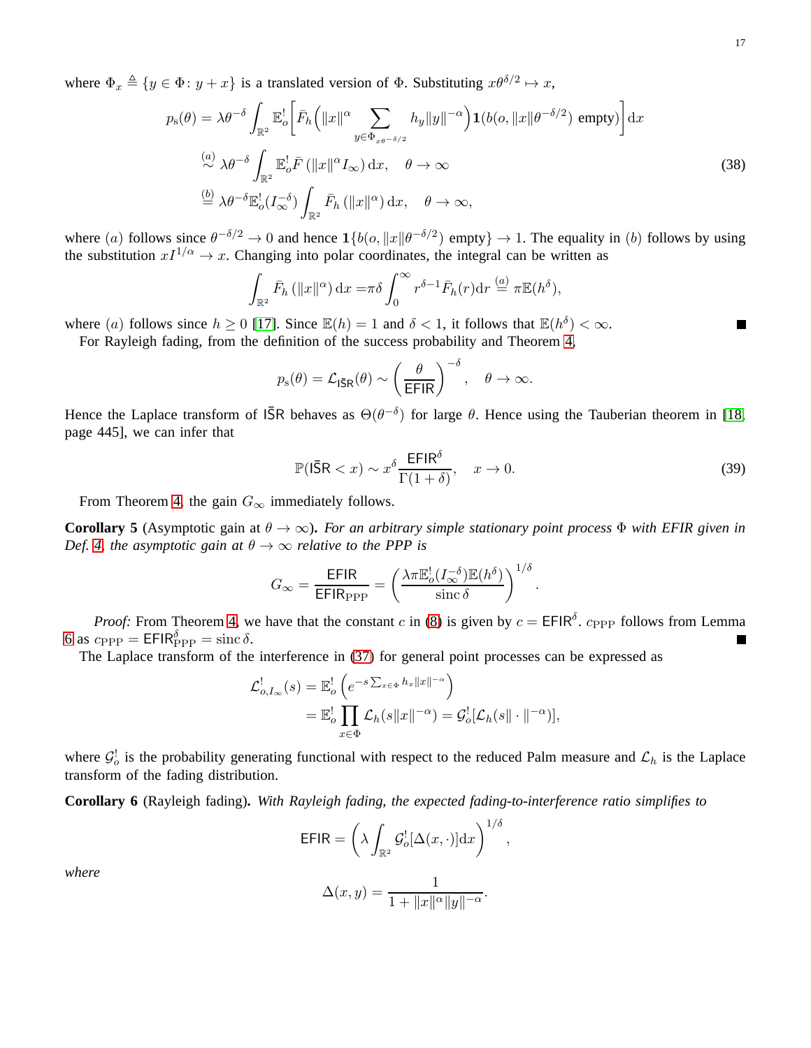where $\Phi_x \triangleq \{y \in \Phi \colon y + x\}$ is a translated version of $\Phi$. Substituting $x\theta^{\delta/2} \mapsto x$,

$$
\begin{aligned}
p_{\mathrm{s}}(\theta) &= \lambda\theta^{-\delta} \int_{\mathbb{R}^2} \mathbb{E}_o^! \Big[ \bar{F}_h\Big( \|x\|^{\alpha} \sum_{y \in \Phi_{x\theta^{-\delta/2}}} h_y \|y\|^{-\alpha} \Big) \mathbf{1}(b(o, \|x\|\theta^{-\delta/2}) \text{ empty}) \Big] \mathrm{d}x \\
&\overset{(a)}{\sim} \lambda\theta^{-\delta} \int_{\mathbb{R}^2} \mathbb{E}_o^! \bar{F}\left( \|x\|^{\alpha} I_\infty \right) \mathrm{d}x, \quad \theta \to \infty \\
&\overset{(b)}{=} \lambda\theta^{-\delta} \mathbb{E}_o^!(I_\infty^{-\delta}) \int_{\mathbb{R}^2} \bar{F}_h\left( \|x\|^{\alpha} \right) \mathrm{d}x, \quad \theta \to \infty,
\end{aligned}
\tag{38}
$$

where $(a)$ follows since $\theta^{-\delta/2} \to 0$ and hence $\mathbf{1}\{b(o, \|x\|\theta^{-\delta/2}) \text{ empty}\} \to 1$. The equality in $(b)$ follows by using the substitution $xI^{1/\alpha} \to x$. Changing into polar coordinates, the integral can be written as

$$
\int_{\mathbb{R}^2} \bar{F}_h\left( \|x\|^{\alpha} \right) \mathrm{d}x = \pi\delta \int_0^\infty r^{\delta-1} \bar{F}_h(r) \mathrm{d}r \overset{(a)}{=} \pi \mathbb{E}(h^\delta),
$$

where $(a)$ follows since $h \geq 0$ [17]. Since $\mathbb{E}(h) = 1$ and $\delta < 1$, it follows that $\mathbb{E}(h^\delta) < \infty$. ■

For Rayleigh fading, from the definition of the success probability and Theorem 4,

$$
p_{\mathrm{s}}(\theta) = \mathcal{L}_{\mathsf{I\bar{S}R}}(\theta) \sim \left( \frac{\theta}{\mathsf{EFIR}} \right)^{-\delta}, \quad \theta \to \infty.
$$

Hence the Laplace transform of $\mathsf{I\bar{S}R}$ behaves as $\Theta(\theta^{-\delta})$ for large $\theta$. Hence using the Tauberian theorem in [18, page 445], we can infer that

$$
\mathbb{P}(\mathsf{I\bar{S}R} < x) \sim x^{\delta} \frac{\mathsf{EFIR}^{\delta}}{\Gamma(1+\delta)}, \quad x \to 0. \tag{39}
$$

From Theorem 4, the gain $G_\infty$ immediately follows.

**Corollary 5** (Asymptotic gain at $\theta \to \infty$)**.** *For an arbitrary simple stationary point process $\Phi$ with EFIR given in Def. 4, the asymptotic gain at $\theta \to \infty$ relative to the PPP is*

$$
G_\infty = \frac{\mathsf{EFIR}}{\mathsf{EFIR}_{\mathrm{PPP}}} = \left( \frac{\lambda\pi \mathbb{E}_o^!(I_\infty^{-\delta}) \mathbb{E}(h^\delta)}{\operatorname{sinc}\delta} \right)^{1/\delta}.
$$

*Proof:* From Theorem 4, we have that the constant $c$ in (8) is given by $c = \mathsf{EFIR}^{\delta}$. $c_{\mathrm{PPP}}$ follows from Lemma 6 as $c_{\mathrm{PPP}} = \mathsf{EFIR}_{\mathrm{PPP}}^{\delta} = \operatorname{sinc}\delta$. ■

The Laplace transform of the interference in (37) for general point processes can be expressed as

$$
\begin{aligned}
\mathcal{L}_{o,I_\infty}^!(s) &= \mathbb{E}_o^! \left( e^{-s \sum_{x \in \Phi} h_x \|x\|^{-\alpha}} \right) \\
&= \mathbb{E}_o^! \prod_{x \in \Phi} \mathcal{L}_h(s\|x\|^{-\alpha}) = \mathcal{G}_o^![\mathcal{L}_h(s\|\cdot\|^{-\alpha})],
\end{aligned}
$$

where $\mathcal{G}_o^!$ is the probability generating functional with respect to the reduced Palm measure and $\mathcal{L}_h$ is the Laplace transform of the fading distribution.

**Corollary 6** (Rayleigh fading)**.** *With Rayleigh fading, the expected fading-to-interference ratio simplifies to*

$$
\mathsf{EFIR} = \left( \lambda \int_{\mathbb{R}^2} \mathcal{G}_o^![\Delta(x,\cdot)] \mathrm{d}x \right)^{1/\delta},
$$

*where*

$$
\Delta(x,y) = \frac{1}{1 + \|x\|^{\alpha}\|y\|^{-\alpha}}.
$$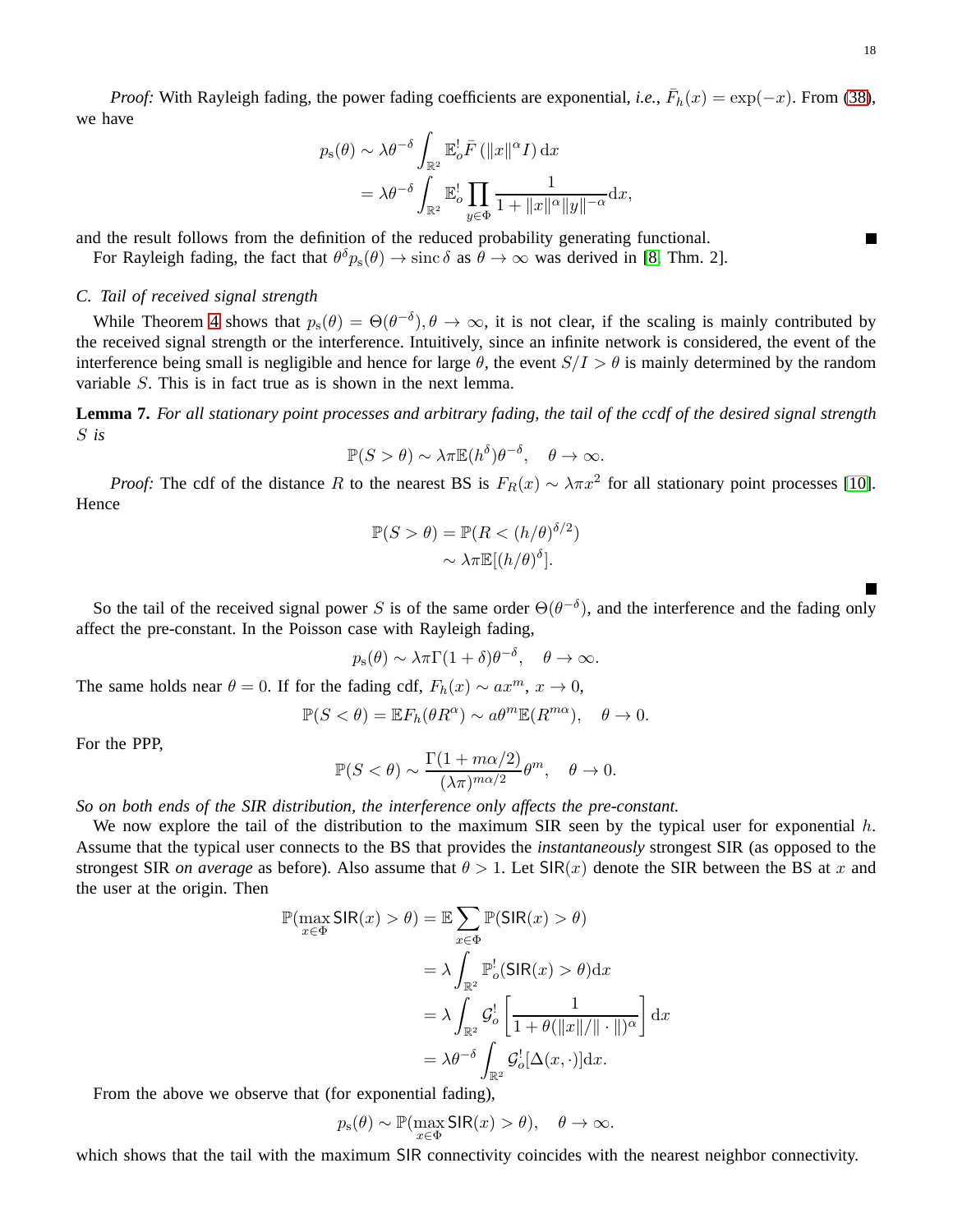*Proof:* With Rayleigh fading, the power fading coefficients are exponential, *i.e.*, $\bar{F}_h(x) = \exp(-x)$. From (38), we have

$$
\begin{aligned}
p_{\rm s}(\theta) &\sim \lambda\theta^{-\delta}\int_{\mathbb{R}^2}\mathbb{E}_o^!\bar{F}\left(\|x\|^\alpha I\right)\mathrm{d}x \\
&= \lambda\theta^{-\delta}\int_{\mathbb{R}^2}\mathbb{E}_o^!\prod_{y\in\Phi}\frac{1}{1+\|x\|^\alpha\|y\|^{-\alpha}}\mathrm{d}x,
\end{aligned}
$$

and the result follows from the definition of the reduced probability generating functional. ■

For Rayleigh fading, the fact that $\theta^\delta p_{\rm s}(\theta) \to \operatorname{sinc}\delta$ as $\theta \to \infty$ was derived in [8, Thm. 2].

### C. Tail of received signal strength

While Theorem 4 shows that $p_{\rm s}(\theta) = \Theta(\theta^{-\delta}), \theta \to \infty$, it is not clear, if the scaling is mainly contributed by the received signal strength or the interference. Intuitively, since an infinite network is considered, the event of the interference being small is negligible and hence for large $\theta$, the event $S/I > \theta$ is mainly determined by the random variable $S$. This is in fact true as is shown in the next lemma.

**Lemma 7.** *For all stationary point processes and arbitrary fading, the tail of the ccdf of the desired signal strength $S$ is*

$$\mathbb{P}(S > \theta) \sim \lambda\pi\mathbb{E}(h^\delta)\theta^{-\delta}, \quad \theta \to \infty.$$

*Proof:* The cdf of the distance $R$ to the nearest BS is $F_R(x) \sim \lambda\pi x^2$ for all stationary point processes [10]. Hence

$$
\begin{aligned}
\mathbb{P}(S > \theta) &= \mathbb{P}(R < (h/\theta)^{\delta/2}) \\
&\sim \lambda\pi\mathbb{E}[(h/\theta)^\delta].
\end{aligned}
$$

■

So the tail of the received signal power $S$ is of the same order $\Theta(\theta^{-\delta})$, and the interference and the fading only affect the pre-constant. In the Poisson case with Rayleigh fading,

$$p_{\rm s}(\theta) \sim \lambda\pi\Gamma(1+\delta)\theta^{-\delta}, \quad \theta \to \infty.$$

The same holds near $\theta = 0$. If for the fading cdf, $F_h(x) \sim ax^m$, $x \to 0$,

$$\mathbb{P}(S < \theta) = \mathbb{E}F_h(\theta R^\alpha) \sim a\theta^m\mathbb{E}(R^{m\alpha}), \quad \theta \to 0.$$

For the PPP,

$$\mathbb{P}(S < \theta) \sim \frac{\Gamma(1+m\alpha/2)}{(\lambda\pi)^{m\alpha/2}}\theta^m, \quad \theta \to 0.$$

*So on both ends of the SIR distribution, the interference only affects the pre-constant.*

We now explore the tail of the distribution to the maximum SIR seen by the typical user for exponential $h$. Assume that the typical user connects to the BS that provides the *instantaneously* strongest SIR (as opposed to the strongest SIR *on average* as before). Also assume that $\theta > 1$. Let $\mathsf{SIR}(x)$ denote the SIR between the BS at $x$ and the user at the origin. Then

$$
\begin{aligned}
\mathbb{P}(\max_{x\in\Phi}\mathsf{SIR}(x) > \theta) &= \mathbb{E}\sum_{x\in\Phi}\mathbb{P}(\mathsf{SIR}(x) > \theta) \\
&= \lambda\int_{\mathbb{R}^2}\mathbb{P}_o^!(\mathsf{SIR}(x) > \theta)\mathrm{d}x \\
&= \lambda\int_{\mathbb{R}^2}\mathcal{G}_o^!\left[\frac{1}{1+\theta(\|x\|/\|\cdot\|)^\alpha}\right]\mathrm{d}x \\
&= \lambda\theta^{-\delta}\int_{\mathbb{R}^2}\mathcal{G}_o^![\Delta(x,\cdot)]\mathrm{d}x.
\end{aligned}
$$

From the above we observe that (for exponential fading),

$$p_{\rm s}(\theta) \sim \mathbb{P}(\max_{x\in\Phi}\mathsf{SIR}(x) > \theta), \quad \theta \to \infty.$$

which shows that the tail with the maximum $\mathsf{SIR}$ connectivity coincides with the nearest neighbor connectivity.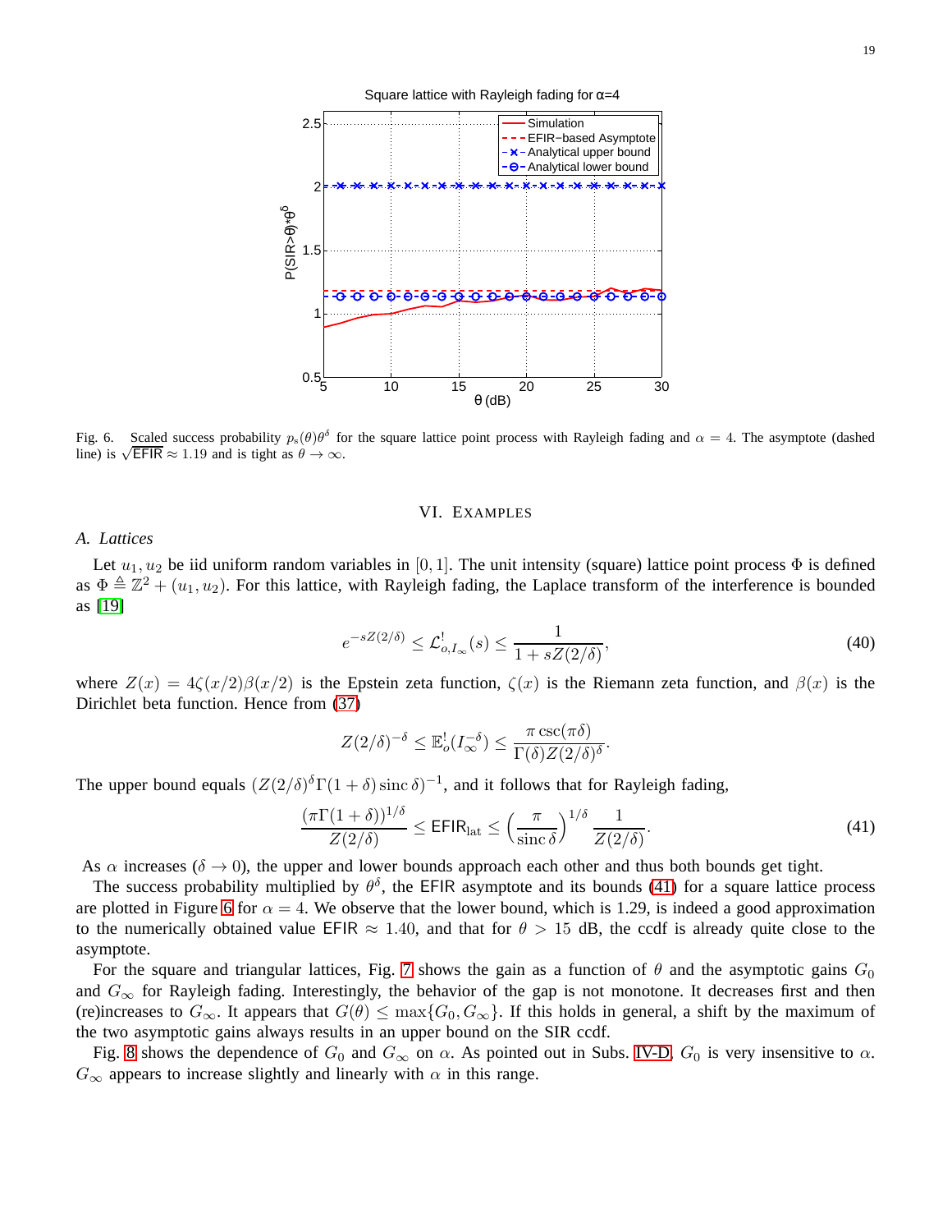Fig. 6. Scaled success probability $p_s(\theta)\theta^\delta$ for the square lattice point process with Rayleigh fading and $\alpha = 4$. The asymptote (dashed line) is $\sqrt{\mathsf{EFIR}} \approx 1.19$ and is tight as $\theta \to \infty$.

## VI. Examples

### A. Lattices

Let $u_1, u_2$ be iid uniform random variables in $[0, 1]$. The unit intensity (square) lattice point process $\Phi$ is defined as $\Phi \triangleq \mathbb{Z}^2 + (u_1, u_2)$. For this lattice, with Rayleigh fading, the Laplace transform of the interference is bounded as [19]

$$e^{-sZ(2/\delta)} \leq \mathcal{L}^!_{o,I_\infty}(s) \leq \frac{1}{1 + sZ(2/\delta)}, \tag{40}$$

where $Z(x) = 4\zeta(x/2)\beta(x/2)$ is the Epstein zeta function, $\zeta(x)$ is the Riemann zeta function, and $\beta(x)$ is the Dirichlet beta function. Hence from (37)

$$Z(2/\delta)^{-\delta} \leq \mathbb{E}^!_o(I_\infty^{-\delta}) \leq \frac{\pi \csc(\pi\delta)}{\Gamma(\delta) Z(2/\delta)^\delta}.$$

The upper bound equals $(Z(2/\delta)^\delta \Gamma(1+\delta) \operatorname{sinc} \delta)^{-1}$, and it follows that for Rayleigh fading,

$$\frac{(\pi\Gamma(1+\delta))^{1/\delta}}{Z(2/\delta)} \leq \mathsf{EFIR}_{\text{lat}} \leq \left(\frac{\pi}{\operatorname{sinc} \delta}\right)^{1/\delta} \frac{1}{Z(2/\delta)}. \tag{41}$$

As $\alpha$ increases ($\delta \to 0$), the upper and lower bounds approach each other and thus both bounds get tight.

The success probability multiplied by $\theta^\delta$, the EFIR asymptote and its bounds (41) for a square lattice process are plotted in Figure 6 for $\alpha = 4$. We observe that the lower bound, which is 1.29, is indeed a good approximation to the numerically obtained value $\mathsf{EFIR} \approx 1.40$, and that for $\theta > 15$ dB, the ccdf is already quite close to the asymptote.

For the square and triangular lattices, Fig. 7 shows the gain as a function of $\theta$ and the asymptotic gains $G_0$ and $G_\infty$ for Rayleigh fading. Interestingly, the behavior of the gap is not monotone. It decreases first and then (re)increases to $G_\infty$. It appears that $G(\theta) \leq \max\{G_0, G_\infty\}$. If this holds in general, a shift by the maximum of the two asymptotic gains always results in an upper bound on the SIR ccdf.

Fig. 8 shows the dependence of $G_0$ and $G_\infty$ on $\alpha$. As pointed out in Subs. IV-D, $G_0$ is very insensitive to $\alpha$. $G_\infty$ appears to increase slightly and linearly with $\alpha$ in this range.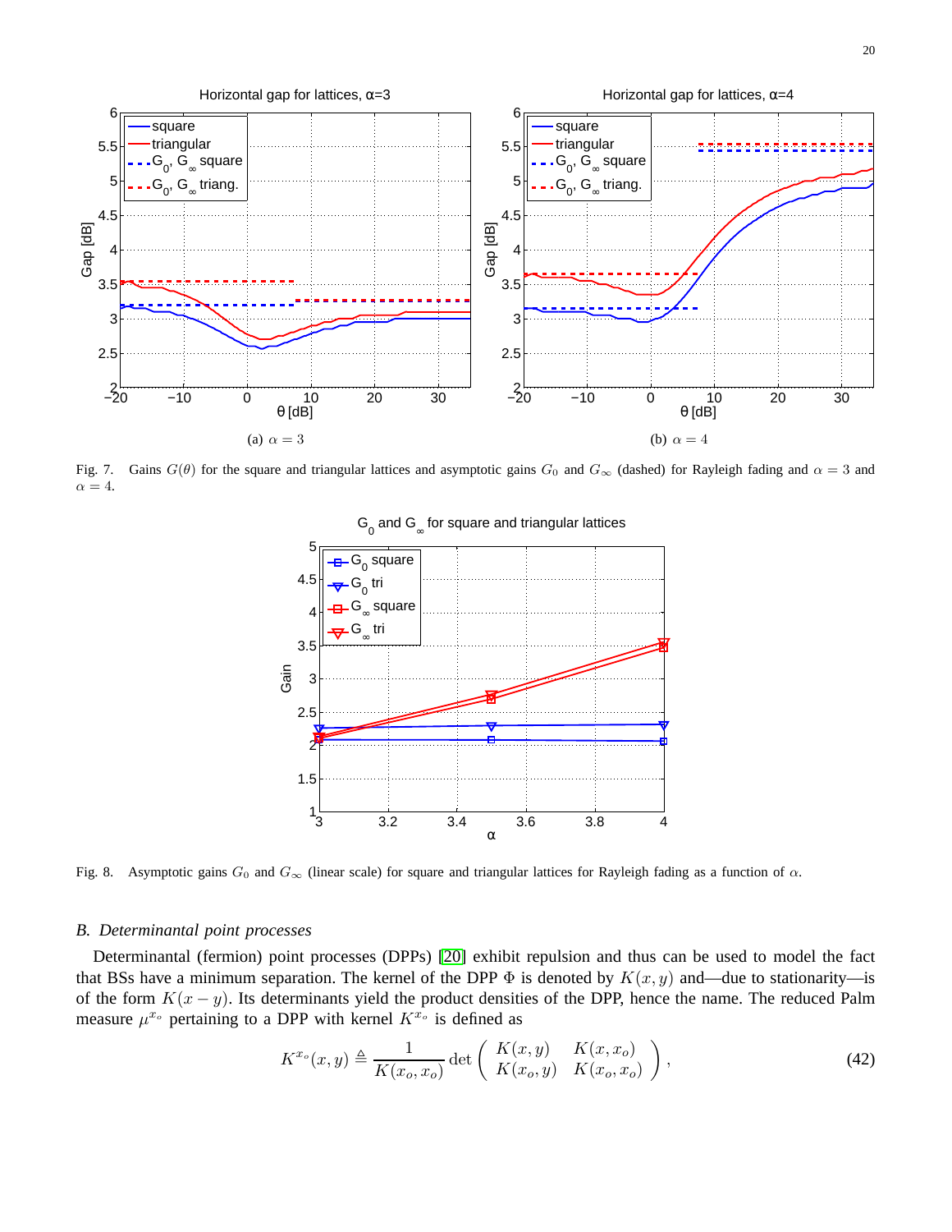(a) $\alpha = 3$

(b) $\alpha = 4$

Fig. 7. Gains $G(\theta)$ for the square and triangular lattices and asymptotic gains $G_0$ and $G_\infty$ (dashed) for Rayleigh fading and $\alpha = 3$ and $\alpha = 4$.

Fig. 8. Asymptotic gains $G_0$ and $G_\infty$ (linear scale) for square and triangular lattices for Rayleigh fading as a function of $\alpha$.

## B. Determinantal point processes

Determinantal (fermion) point processes (DPPs) [20] exhibit repulsion and thus can be used to model the fact that BSs have a minimum separation. The kernel of the DPP $\Phi$ is denoted by $K(x, y)$ and—due to stationarity—is of the form $K(x - y)$. Its determinants yield the product densities of the DPP, hence the name. The reduced Palm measure $\mu^{x_o}$ pertaining to a DPP with kernel $K^{x_o}$ is defined as

$$K^{x_o}(x, y) \triangleq \frac{1}{K(x_o, x_o)} \det \begin{pmatrix} K(x, y) & K(x, x_o) \\ K(x_o, y) & K(x_o, x_o) \end{pmatrix}, \tag{42}$$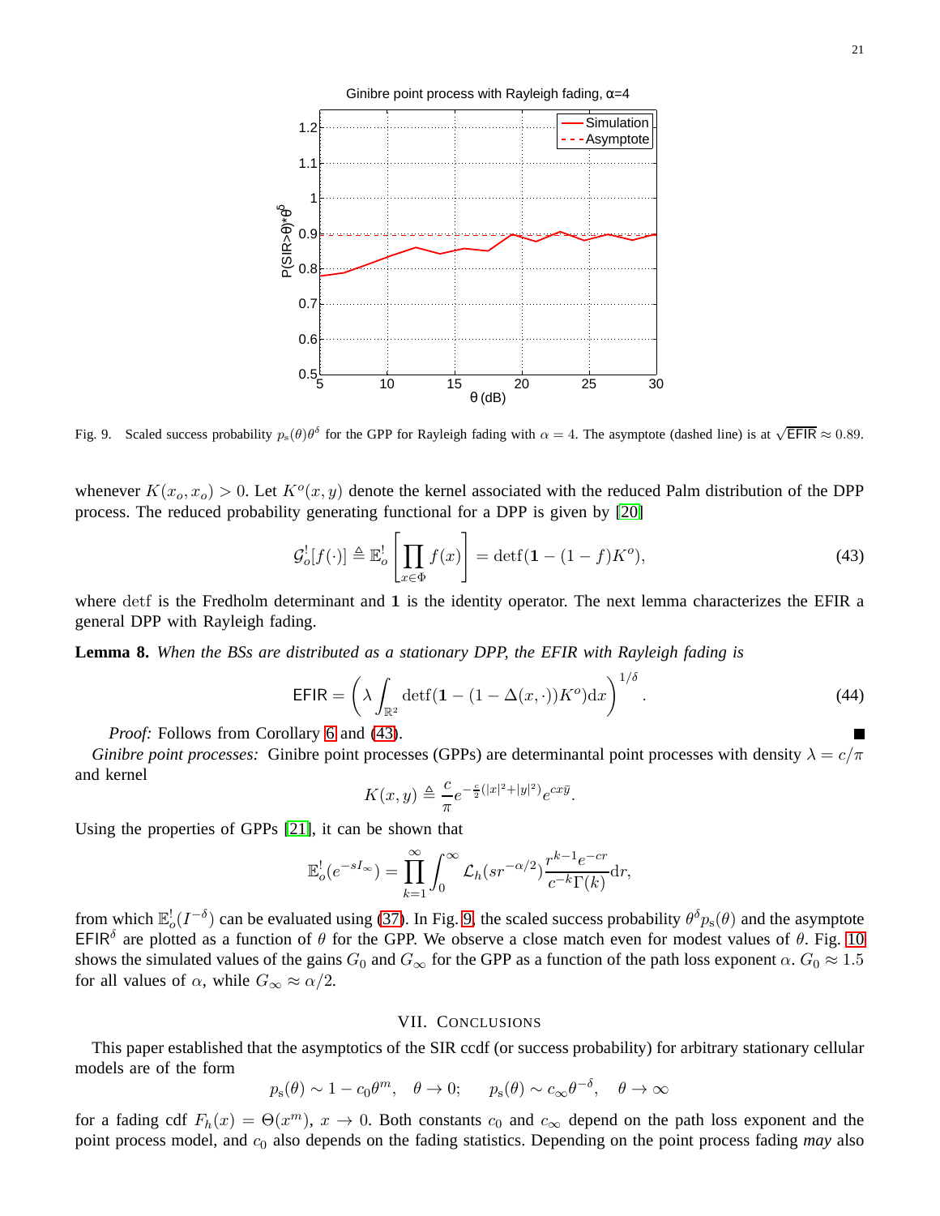Fig. 9. Scaled success probability $p_s(\theta)\theta^\delta$ for the GPP for Rayleigh fading with $\alpha = 4$. The asymptote (dashed line) is at $\sqrt{\mathsf{EFIR}} \approx 0.89$.

whenever $K(x_o, x_o) > 0$. Let $K^o(x, y)$ denote the kernel associated with the reduced Palm distribution of the DPP process. The reduced probability generating functional for a DPP is given by [20]

$$\mathcal{G}_o^![f(\cdot)] \triangleq \mathbb{E}_o^!\left[\prod_{x\in\Phi} f(x)\right] = \operatorname{detf}(\mathbf{1} - (1-f)K^o), \tag{43}$$

where detf is the Fredholm determinant and $\mathbf{1}$ is the identity operator. The next lemma characterizes the EFIR a general DPP with Rayleigh fading.

**Lemma 8.** *When the BSs are distributed as a stationary DPP, the EFIR with Rayleigh fading is*

$$\mathsf{EFIR} = \left(\lambda \int_{\mathbb{R}^2} \operatorname{detf}(\mathbf{1} - (1-\Delta(x,\cdot))K^o)\mathrm{d}x\right)^{1/\delta}. \tag{44}$$

*Proof:* Follows from Corollary 6 and (43). ■

*Ginibre point processes:* Ginibre point processes (GPPs) are determinantal point processes with density $\lambda = c/\pi$ and kernel

$$K(x, y) \triangleq \frac{c}{\pi} e^{-\frac{c}{2}(|x|^2+|y|^2)} e^{cx\bar{y}}.$$

Using the properties of GPPs [21], it can be shown that

$$\mathbb{E}_o^!(e^{-sI_\infty}) = \prod_{k=1}^{\infty} \int_0^\infty \mathcal{L}_h(sr^{-\alpha/2}) \frac{r^{k-1}e^{-cr}}{c^{-k}\Gamma(k)}\mathrm{d}r,$$

from which $\mathbb{E}_o^!(I^{-\delta})$ can be evaluated using (37). In Fig. 9, the scaled success probability $\theta^\delta p_s(\theta)$ and the asymptote $\mathsf{EFIR}^\delta$ are plotted as a function of $\theta$ for the GPP. We observe a close match even for modest values of $\theta$. Fig. 10 shows the simulated values of the gains $G_0$ and $G_\infty$ for the GPP as a function of the path loss exponent $\alpha$. $G_0 \approx 1.5$ for all values of $\alpha$, while $G_\infty \approx \alpha/2$.

## VII. Conclusions

This paper established that the asymptotics of the SIR ccdf (or success probability) for arbitrary stationary cellular models are of the form

$$p_s(\theta) \sim 1 - c_0\theta^m, \quad \theta \to 0; \qquad p_s(\theta) \sim c_\infty \theta^{-\delta}, \quad \theta \to \infty$$

for a fading cdf $F_h(x) = \Theta(x^m)$, $x \to 0$. Both constants $c_0$ and $c_\infty$ depend on the path loss exponent and the point process model, and $c_0$ also depends on the fading statistics. Depending on the point process fading *may* also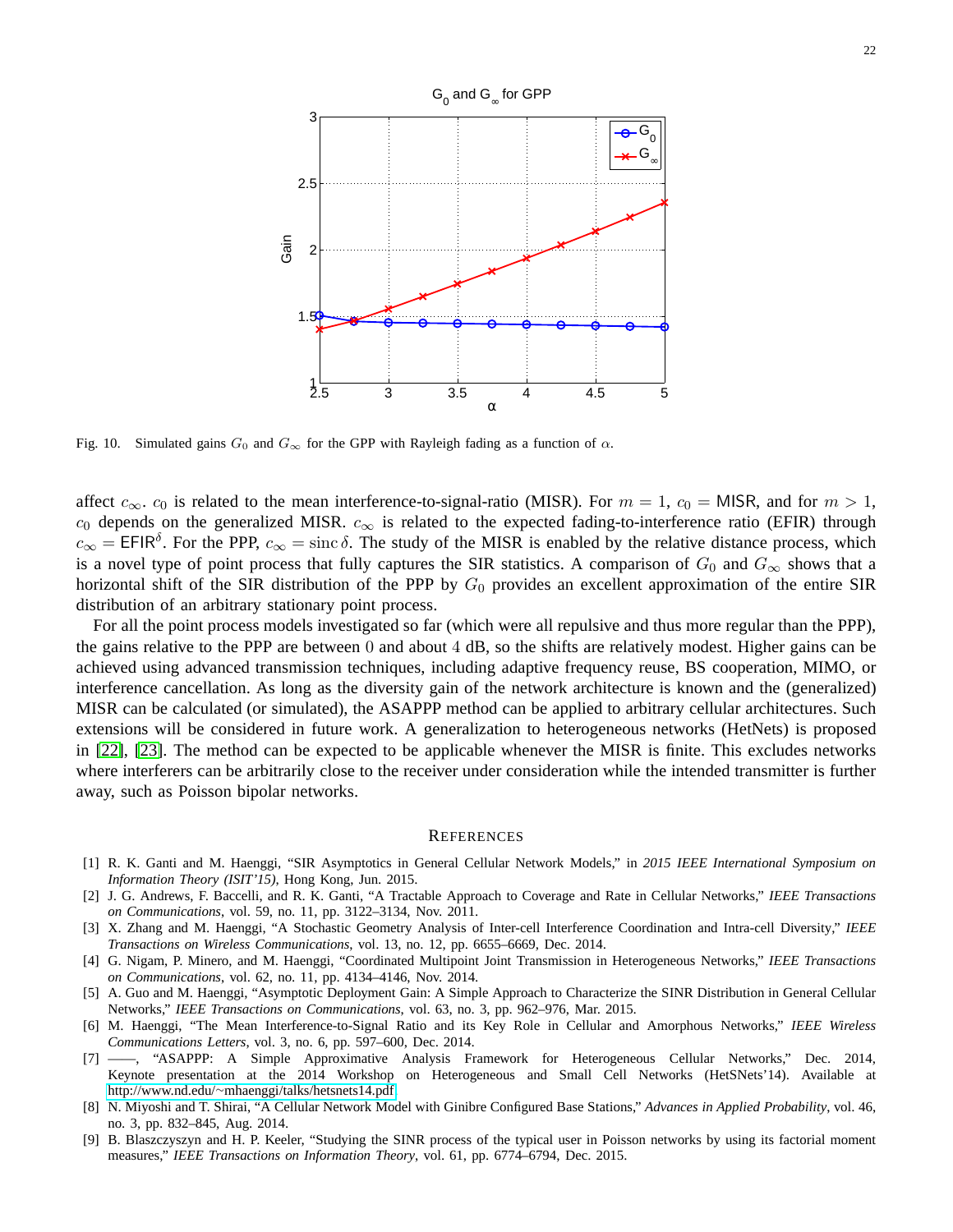Fig. 10. Simulated gains $G_0$ and $G_\infty$ for the GPP with Rayleigh fading as a function of $\alpha$.

affect $c_\infty$. $c_0$ is related to the mean interference-to-signal-ratio (MISR). For $m = 1$, $c_0 = \mathsf{MISR}$, and for $m > 1$, $c_0$ depends on the generalized MISR. $c_\infty$ is related to the expected fading-to-interference ratio (EFIR) through $c_\infty = \mathsf{EFIR}^\delta$. For the PPP, $c_\infty = \operatorname{sinc}\delta$. The study of the MISR is enabled by the relative distance process, which is a novel type of point process that fully captures the SIR statistics. A comparison of $G_0$ and $G_\infty$ shows that a horizontal shift of the SIR distribution of the PPP by $G_0$ provides an excellent approximation of the entire SIR distribution of an arbitrary stationary point process.

For all the point process models investigated so far (which were all repulsive and thus more regular than the PPP), the gains relative to the PPP are between 0 and about 4 dB, so the shifts are relatively modest. Higher gains can be achieved using advanced transmission techniques, including adaptive frequency reuse, BS cooperation, MIMO, or interference cancellation. As long as the diversity gain of the network architecture is known and the (generalized) MISR can be calculated (or simulated), the ASAPPP method can be applied to arbitrary cellular architectures. Such extensions will be considered in future work. A generalization to heterogeneous networks (HetNets) is proposed in [22], [23]. The method can be expected to be applicable whenever the MISR is finite. This excludes networks where interferers can be arbitrarily close to the receiver under consideration while the intended transmitter is further away, such as Poisson bipolar networks.

## References

[1] R. K. Ganti and M. Haenggi, "SIR Asymptotics in General Cellular Network Models," in *2015 IEEE International Symposium on Information Theory (ISIT'15)*, Hong Kong, Jun. 2015.

[2] J. G. Andrews, F. Baccelli, and R. K. Ganti, "A Tractable Approach to Coverage and Rate in Cellular Networks," *IEEE Transactions on Communications*, vol. 59, no. 11, pp. 3122–3134, Nov. 2011.

[3] X. Zhang and M. Haenggi, "A Stochastic Geometry Analysis of Inter-cell Interference Coordination and Intra-cell Diversity," *IEEE Transactions on Wireless Communications*, vol. 13, no. 12, pp. 6655–6669, Dec. 2014.

[4] G. Nigam, P. Minero, and M. Haenggi, "Coordinated Multipoint Joint Transmission in Heterogeneous Networks," *IEEE Transactions on Communications*, vol. 62, no. 11, pp. 4134–4146, Nov. 2014.

[5] A. Guo and M. Haenggi, "Asymptotic Deployment Gain: A Simple Approach to Characterize the SINR Distribution in General Cellular Networks," *IEEE Transactions on Communications*, vol. 63, no. 3, pp. 962–976, Mar. 2015.

[6] M. Haenggi, "The Mean Interference-to-Signal Ratio and its Key Role in Cellular and Amorphous Networks," *IEEE Wireless Communications Letters*, vol. 3, no. 6, pp. 597–600, Dec. 2014.

[7] ——, "ASAPPP: A Simple Approximative Analysis Framework for Heterogeneous Cellular Networks," Dec. 2014, Keynote presentation at the 2014 Workshop on Heterogeneous and Small Cell Networks (HetSNets'14). Available at http://www.nd.edu/~mhaenggi/talks/hetsnets14.pdf

[8] N. Miyoshi and T. Shirai, "A Cellular Network Model with Ginibre Configured Base Stations," *Advances in Applied Probability*, vol. 46, no. 3, pp. 832–845, Aug. 2014.

[9] B. Blaszczyszyn and H. P. Keeler, "Studying the SINR process of the typical user in Poisson networks by using its factorial moment measures," *IEEE Transactions on Information Theory*, vol. 61, pp. 6774–6794, Dec. 2015.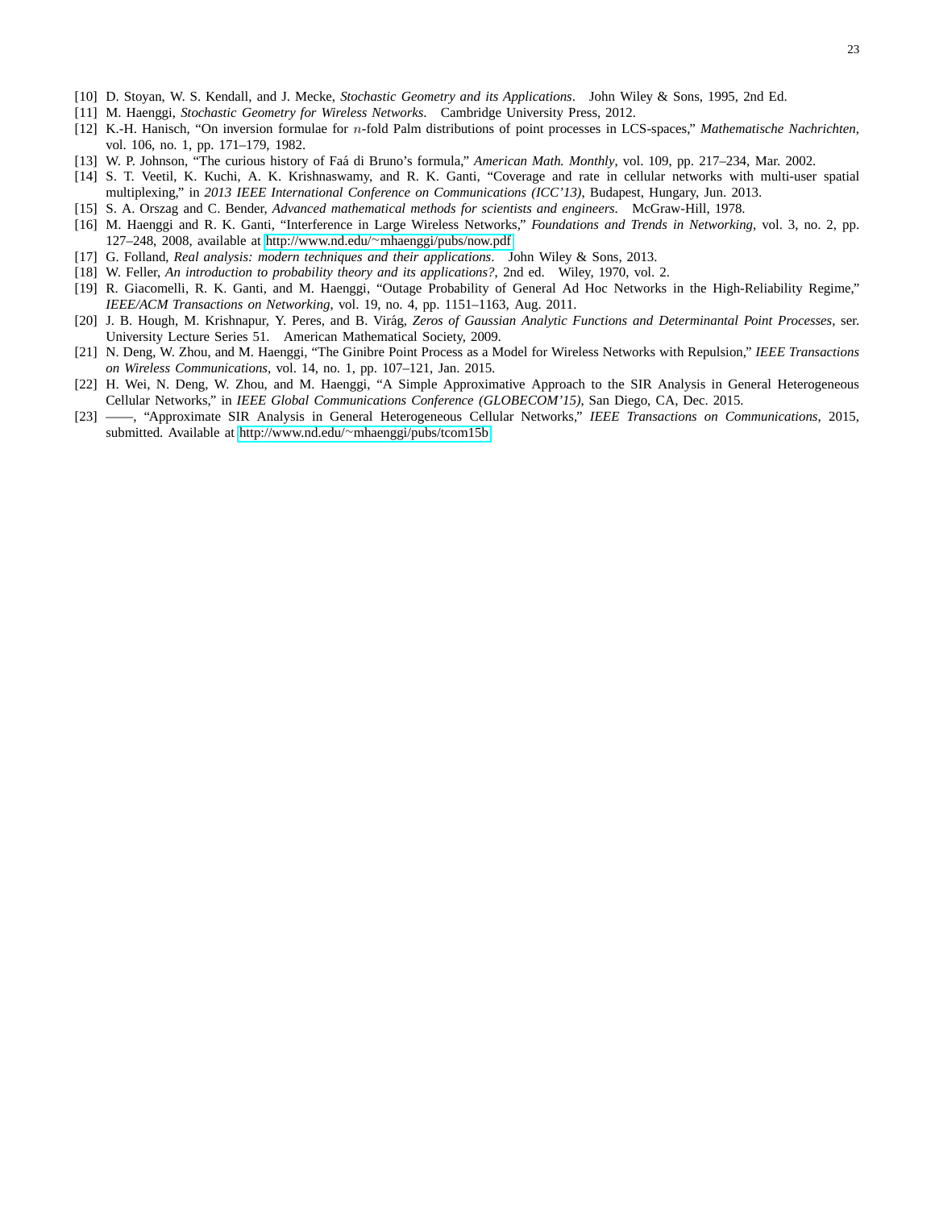[10] D. Stoyan, W. S. Kendall, and J. Mecke, *Stochastic Geometry and its Applications*. John Wiley & Sons, 1995, 2nd Ed.

[11] M. Haenggi, *Stochastic Geometry for Wireless Networks*. Cambridge University Press, 2012.

[12] K.-H. Hanisch, "On inversion formulae for $n$-fold Palm distributions of point processes in LCS-spaces," *Mathematische Nachrichten*, vol. 106, no. 1, pp. 171–179, 1982.

[13] W. P. Johnson, "The curious history of Faá di Bruno's formula," *American Math. Monthly*, vol. 109, pp. 217–234, Mar. 2002.

[14] S. T. Veetil, K. Kuchi, A. K. Krishnaswamy, and R. K. Ganti, "Coverage and rate in cellular networks with multi-user spatial multiplexing," in *2013 IEEE International Conference on Communications (ICC'13)*, Budapest, Hungary, Jun. 2013.

[15] S. A. Orszag and C. Bender, *Advanced mathematical methods for scientists and engineers*. McGraw-Hill, 1978.

[16] M. Haenggi and R. K. Ganti, "Interference in Large Wireless Networks," *Foundations and Trends in Networking*, vol. 3, no. 2, pp. 127–248, 2008, available at http://www.nd.edu/~mhaenggi/pubs/now.pdf

[17] G. Folland, *Real analysis: modern techniques and their applications*. John Wiley & Sons, 2013.

[18] W. Feller, *An introduction to probability theory and its applications?*, 2nd ed. Wiley, 1970, vol. 2.

[19] R. Giacomelli, R. K. Ganti, and M. Haenggi, "Outage Probability of General Ad Hoc Networks in the High-Reliability Regime," *IEEE/ACM Transactions on Networking*, vol. 19, no. 4, pp. 1151–1163, Aug. 2011.

[20] J. B. Hough, M. Krishnapur, Y. Peres, and B. Virág, *Zeros of Gaussian Analytic Functions and Determinantal Point Processes*, ser. University Lecture Series 51. American Mathematical Society, 2009.

[21] N. Deng, W. Zhou, and M. Haenggi, "The Ginibre Point Process as a Model for Wireless Networks with Repulsion," *IEEE Transactions on Wireless Communications*, vol. 14, no. 1, pp. 107–121, Jan. 2015.

[22] H. Wei, N. Deng, W. Zhou, and M. Haenggi, "A Simple Approximative Approach to the SIR Analysis in General Heterogeneous Cellular Networks," in *IEEE Global Communications Conference (GLOBECOM'15)*, San Diego, CA, Dec. 2015.

[23] ——, "Approximate SIR Analysis in General Heterogeneous Cellular Networks," *IEEE Transactions on Communications*, 2015, submitted. Available at http://www.nd.edu/~mhaenggi/pubs/tcom15b